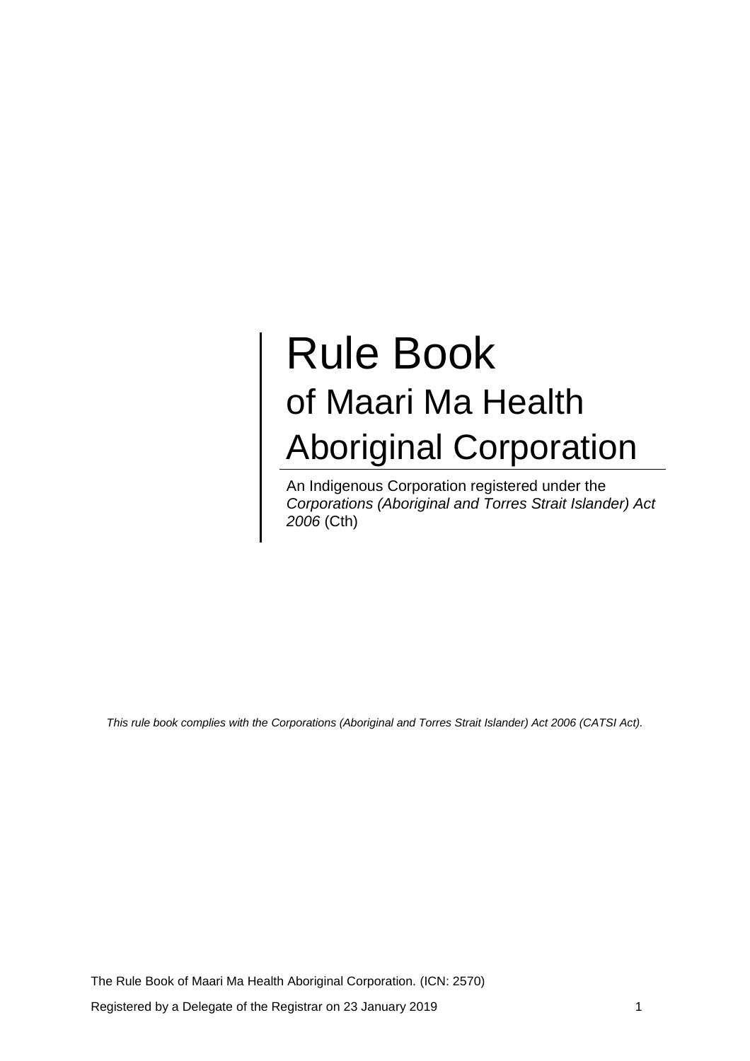# Rule Book

## of Maari Ma Health Aboriginal Corporation

An Indigenous Corporation registered under the *Corporations (Aboriginal and Torres Strait Islander) Act 2006* (Cth)

*This rule book complies with the Corporations (Aboriginal and Torres Strait Islander) Act 2006 (CATSI Act).*

The Rule Book of Maari Ma Health Aboriginal Corporation. (ICN: 2570)

Registered by a Delegate of the Registrar on 23 January 2019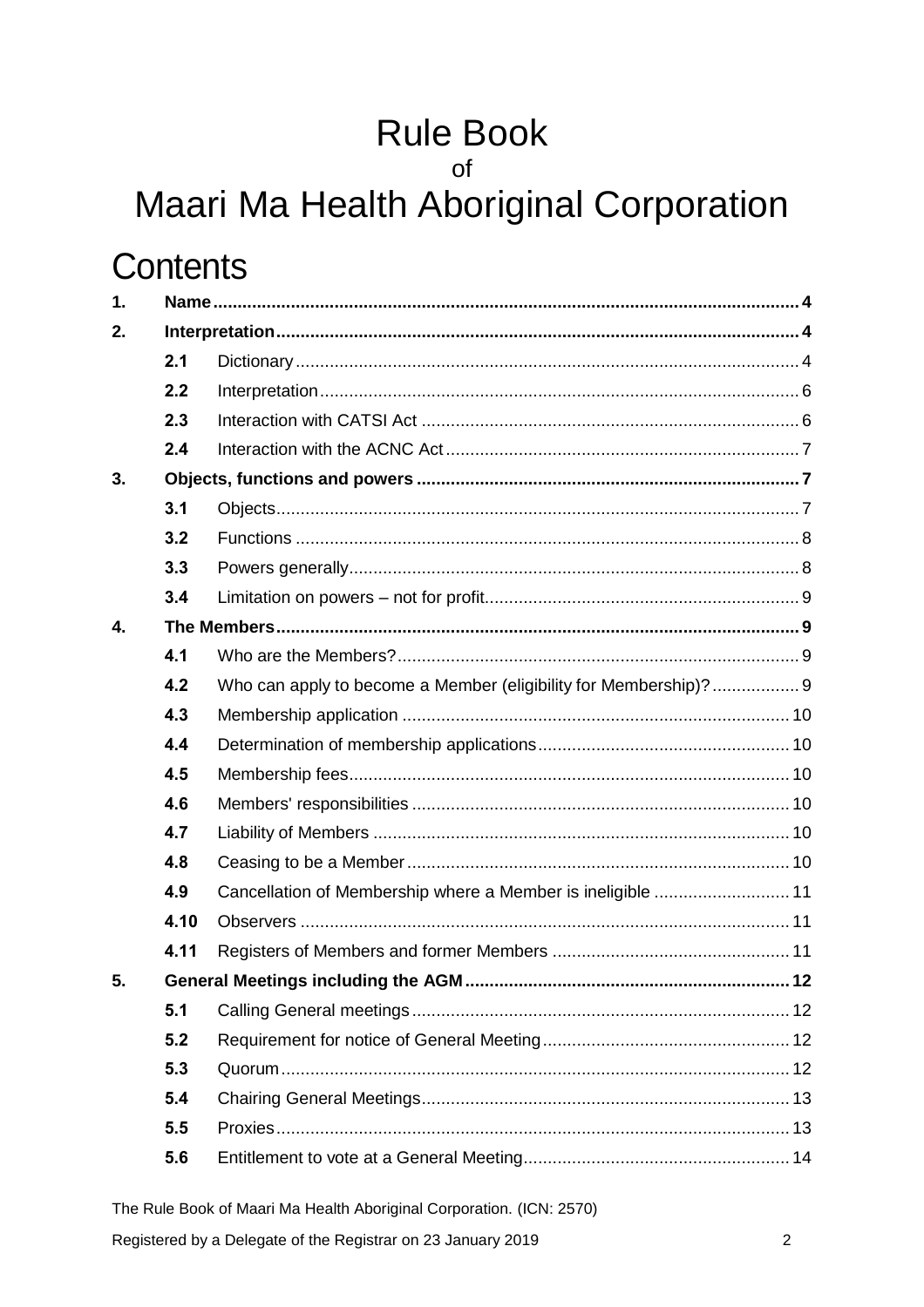# Rule Book

of

# Maari Ma Health Aboriginal Corporation

## Contents

| | | | |
|---|---|---|---|
| **1.** | **Name** | | **4** |
| **2.** | **Interpretation** | | **4** |
| | **2.1** | Dictionary | 4 |
| | **2.2** | Interpretation | 6 |
| | **2.3** | Interaction with CATSI Act | 6 |
| | **2.4** | Interaction with the ACNC Act | 7 |
| **3.** | **Objects, functions and powers** | | **7** |
| | **3.1** | Objects | 7 |
| | **3.2** | Functions | 8 |
| | **3.3** | Powers generally | 8 |
| | **3.4** | Limitation on powers – not for profit | 9 |
| **4.** | **The Members** | | **9** |
| | **4.1** | Who are the Members? | 9 |
| | **4.2** | Who can apply to become a Member (eligibility for Membership)? | 9 |
| | **4.3** | Membership application | 10 |
| | **4.4** | Determination of membership applications | 10 |
| | **4.5** | Membership fees | 10 |
| | **4.6** | Members' responsibilities | 10 |
| | **4.7** | Liability of Members | 10 |
| | **4.8** | Ceasing to be a Member | 10 |
| | **4.9** | Cancellation of Membership where a Member is ineligible | 11 |
| | **4.10** | Observers | 11 |
| | **4.11** | Registers of Members and former Members | 11 |
| **5.** | **General Meetings including the AGM** | | **12** |
| | **5.1** | Calling General meetings | 12 |
| | **5.2** | Requirement for notice of General Meeting | 12 |
| | **5.3** | Quorum | 12 |
| | **5.4** | Chairing General Meetings | 13 |
| | **5.5** | Proxies | 13 |
| | **5.6** | Entitlement to vote at a General Meeting | 14 |

The Rule Book of Maari Ma Health Aboriginal Corporation. (ICN: 2570)

Registered by a Delegate of the Registrar on 23 January 2019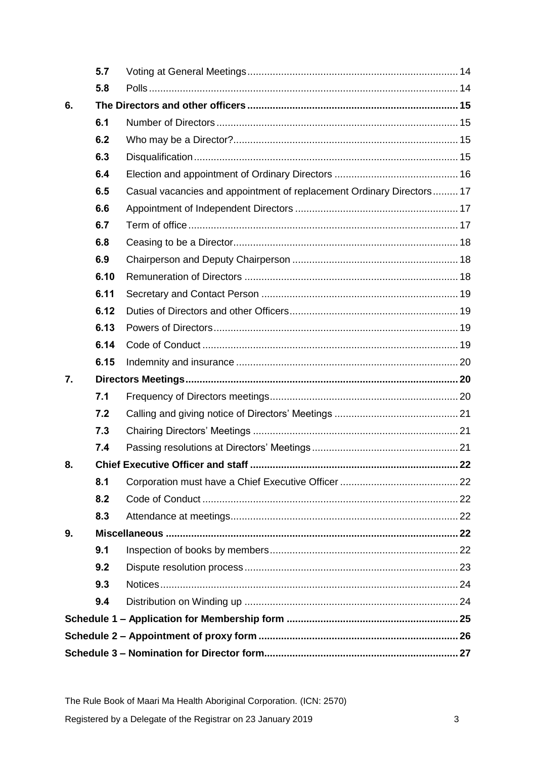| | | |
|---|---|---|
| 5.7 | Voting at General Meetings | 14 |
| 5.8 | Polls | 14 |
| **6.** | **The Directors and other officers** | **15** |
| 6.1 | Number of Directors | 15 |
| 6.2 | Who may be a Director? | 15 |
| 6.3 | Disqualification | 15 |
| 6.4 | Election and appointment of Ordinary Directors | 16 |
| 6.5 | Casual vacancies and appointment of replacement Ordinary Directors | 17 |
| 6.6 | Appointment of Independent Directors | 17 |
| 6.7 | Term of office | 17 |
| 6.8 | Ceasing to be a Director | 18 |
| 6.9 | Chairperson and Deputy Chairperson | 18 |
| 6.10 | Remuneration of Directors | 18 |
| 6.11 | Secretary and Contact Person | 19 |
| 6.12 | Duties of Directors and other Officers | 19 |
| 6.13 | Powers of Directors | 19 |
| 6.14 | Code of Conduct | 19 |
| 6.15 | Indemnity and insurance | 20 |
| **7.** | **Directors Meetings** | **20** |
| 7.1 | Frequency of Directors meetings | 20 |
| 7.2 | Calling and giving notice of Directors' Meetings | 21 |
| 7.3 | Chairing Directors' Meetings | 21 |
| 7.4 | Passing resolutions at Directors' Meetings | 21 |
| **8.** | **Chief Executive Officer and staff** | **22** |
| 8.1 | Corporation must have a Chief Executive Officer | 22 |
| 8.2 | Code of Conduct | 22 |
| 8.3 | Attendance at meetings | 22 |
| **9.** | **Miscellaneous** | **22** |
| 9.1 | Inspection of books by members | 22 |
| 9.2 | Dispute resolution process | 23 |
| 9.3 | Notices | 24 |
| 9.4 | Distribution on Winding up | 24 |
| **Schedule 1 – Application for Membership form** | | **25** |
| **Schedule 2 – Appointment of proxy form** | | **26** |
| **Schedule 3 – Nomination for Director form** | | **27** |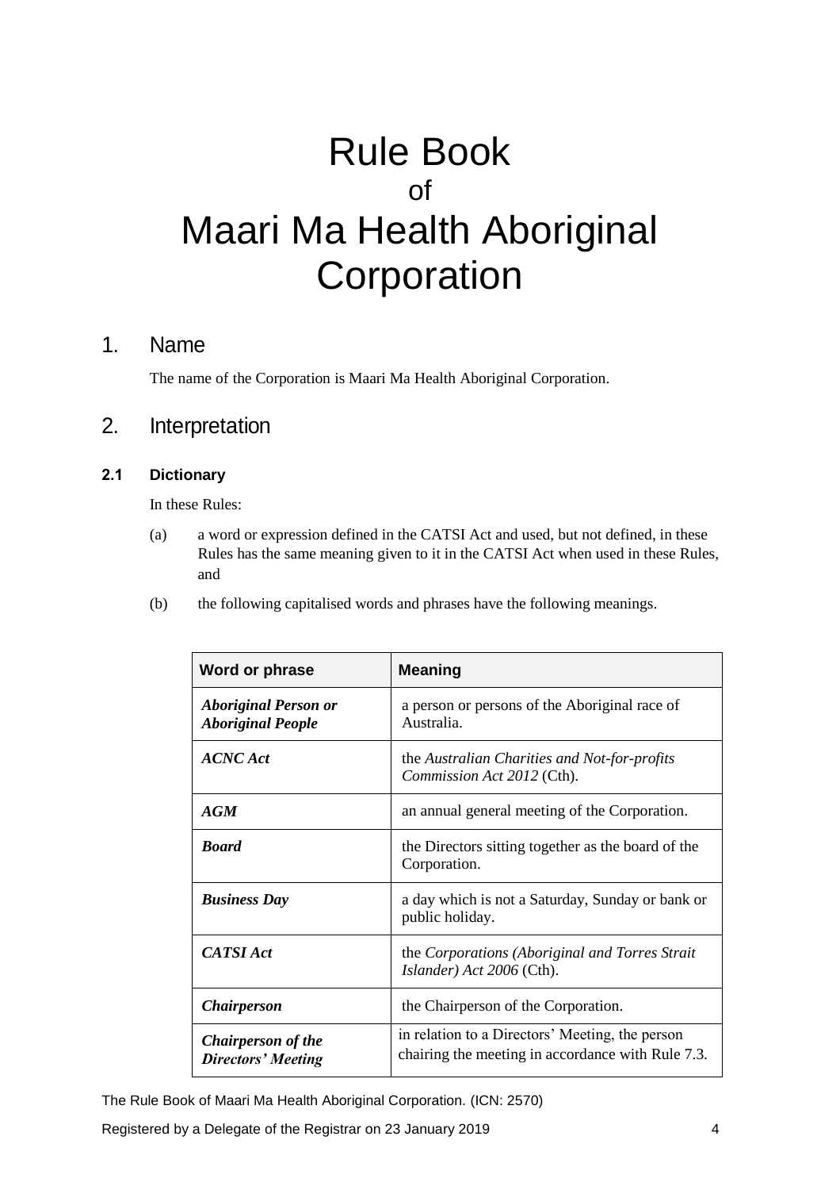# Rule Book
of
# Maari Ma Health Aboriginal Corporation

## 1. Name

The name of the Corporation is Maari Ma Health Aboriginal Corporation.

## 2. Interpretation

### 2.1 Dictionary

In these Rules:

(a) a word or expression defined in the CATSI Act and used, but not defined, in these Rules has the same meaning given to it in the CATSI Act when used in these Rules, and

(b) the following capitalised words and phrases have the following meanings.

| Word or phrase | Meaning |
|---|---|
| ***Aboriginal Person or Aboriginal People*** | a person or persons of the Aboriginal race of Australia. |
| ***ACNC Act*** | the *Australian Charities and Not-for-profits Commission Act 2012* (Cth). |
| ***AGM*** | an annual general meeting of the Corporation. |
| ***Board*** | the Directors sitting together as the board of the Corporation. |
| ***Business Day*** | a day which is not a Saturday, Sunday or bank or public holiday. |
| ***CATSI Act*** | the *Corporations (Aboriginal and Torres Strait Islander) Act 2006* (Cth). |
| ***Chairperson*** | the Chairperson of the Corporation. |
| ***Chairperson of the Directors' Meeting*** | in relation to a Directors' Meeting, the person chairing the meeting in accordance with Rule 7.3. |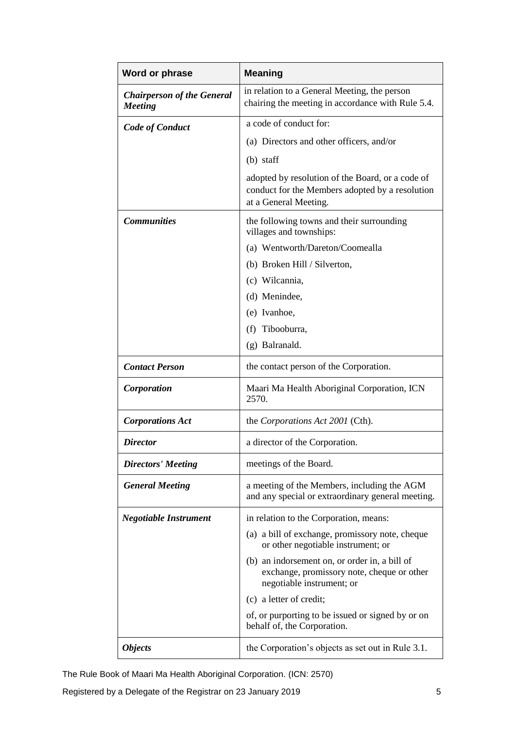| Word or phrase | Meaning |
|---|---|
| ***Chairperson of the General Meeting*** | in relation to a General Meeting, the person chairing the meeting in accordance with Rule 5.4. |
| ***Code of Conduct*** | a code of conduct for:<br>(a) Directors and other officers, and/or<br>(b) staff<br>adopted by resolution of the Board, or a code of conduct for the Members adopted by a resolution at a General Meeting. |
| ***Communities*** | the following towns and their surrounding villages and townships:<br>(a) Wentworth/Dareton/Coomealla<br>(b) Broken Hill / Silverton,<br>(c) Wilcannia,<br>(d) Menindee,<br>(e) Ivanhoe,<br>(f) Tibooburra,<br>(g) Balranald. |
| ***Contact Person*** | the contact person of the Corporation. |
| ***Corporation*** | Maari Ma Health Aboriginal Corporation, ICN 2570. |
| ***Corporations Act*** | the *Corporations Act 2001* (Cth). |
| ***Director*** | a director of the Corporation. |
| ***Directors' Meeting*** | meetings of the Board. |
| ***General Meeting*** | a meeting of the Members, including the AGM and any special or extraordinary general meeting. |
| ***Negotiable Instrument*** | in relation to the Corporation, means:<br>(a) a bill of exchange, promissory note, cheque or other negotiable instrument; or<br>(b) an indorsement on, or order in, a bill of exchange, promissory note, cheque or other negotiable instrument; or<br>(c) a letter of credit;<br>of, or purporting to be issued or signed by or on behalf of, the Corporation. |
| ***Objects*** | the Corporation's objects as set out in Rule 3.1. |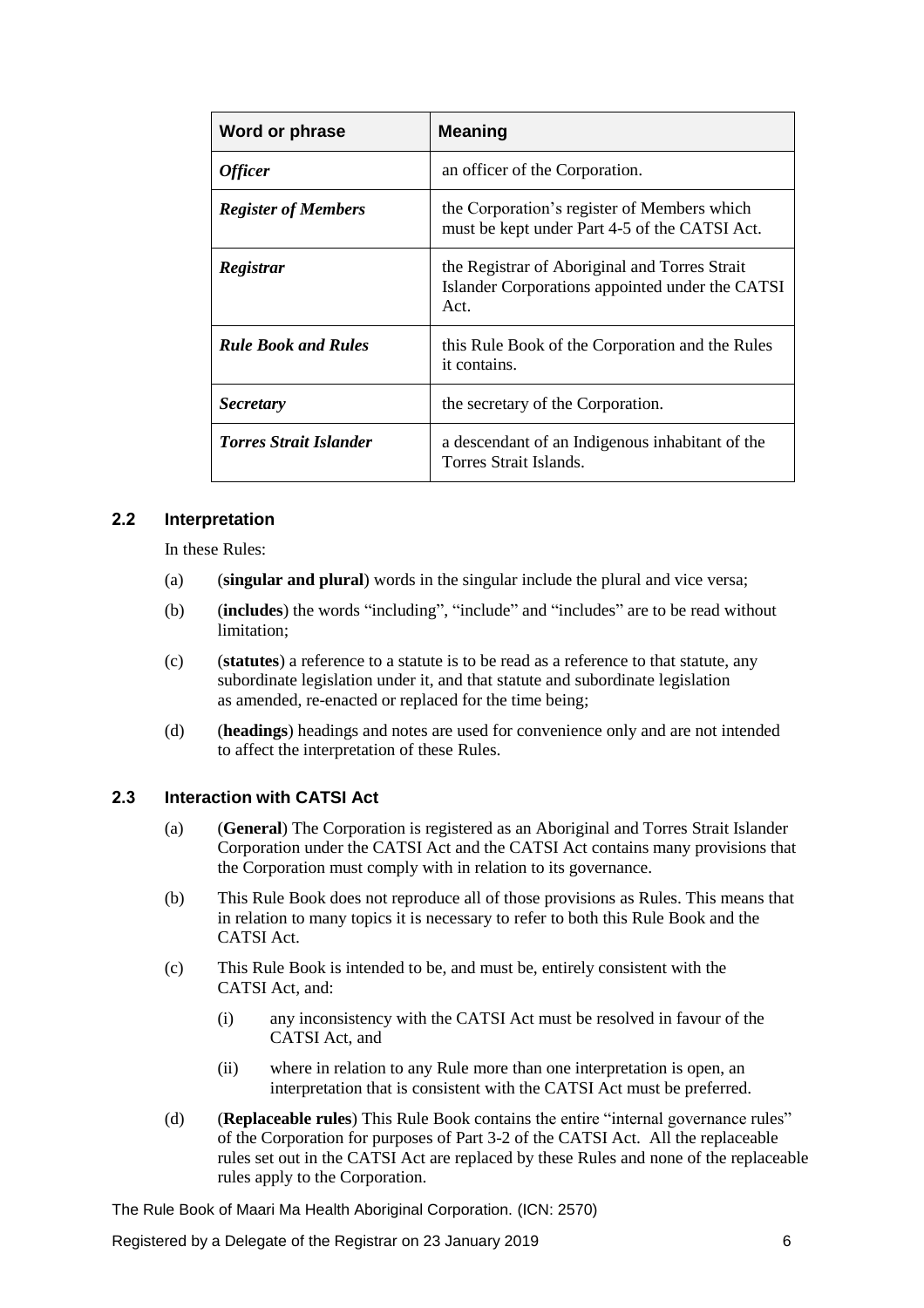| Word or phrase | Meaning |
| --- | --- |
| ***Officer*** | an officer of the Corporation. |
| ***Register of Members*** | the Corporation's register of Members which must be kept under Part 4-5 of the CATSI Act. |
| ***Registrar*** | the Registrar of Aboriginal and Torres Strait Islander Corporations appointed under the CATSI Act. |
| ***Rule Book and Rules*** | this Rule Book of the Corporation and the Rules it contains. |
| ***Secretary*** | the secretary of the Corporation. |
| ***Torres Strait Islander*** | a descendant of an Indigenous inhabitant of the Torres Strait Islands. |

### 2.2 Interpretation

In these Rules:

(a) (**singular and plural**) words in the singular include the plural and vice versa;

(b) (**includes**) the words "including", "include" and "includes" are to be read without limitation;

(c) (**statutes**) a reference to a statute is to be read as a reference to that statute, any subordinate legislation under it, and that statute and subordinate legislation as amended, re-enacted or replaced for the time being;

(d) (**headings**) headings and notes are used for convenience only and are not intended to affect the interpretation of these Rules.

### 2.3 Interaction with CATSI Act

(a) (**General**) The Corporation is registered as an Aboriginal and Torres Strait Islander Corporation under the CATSI Act and the CATSI Act contains many provisions that the Corporation must comply with in relation to its governance.

(b) This Rule Book does not reproduce all of those provisions as Rules. This means that in relation to many topics it is necessary to refer to both this Rule Book and the CATSI Act.

(c) This Rule Book is intended to be, and must be, entirely consistent with the CATSI Act, and:

  (i) any inconsistency with the CATSI Act must be resolved in favour of the CATSI Act, and

  (ii) where in relation to any Rule more than one interpretation is open, an interpretation that is consistent with the CATSI Act must be preferred.

(d) (**Replaceable rules**) This Rule Book contains the entire "internal governance rules" of the Corporation for purposes of Part 3-2 of the CATSI Act. All the replaceable rules set out in the CATSI Act are replaced by these Rules and none of the replaceable rules apply to the Corporation.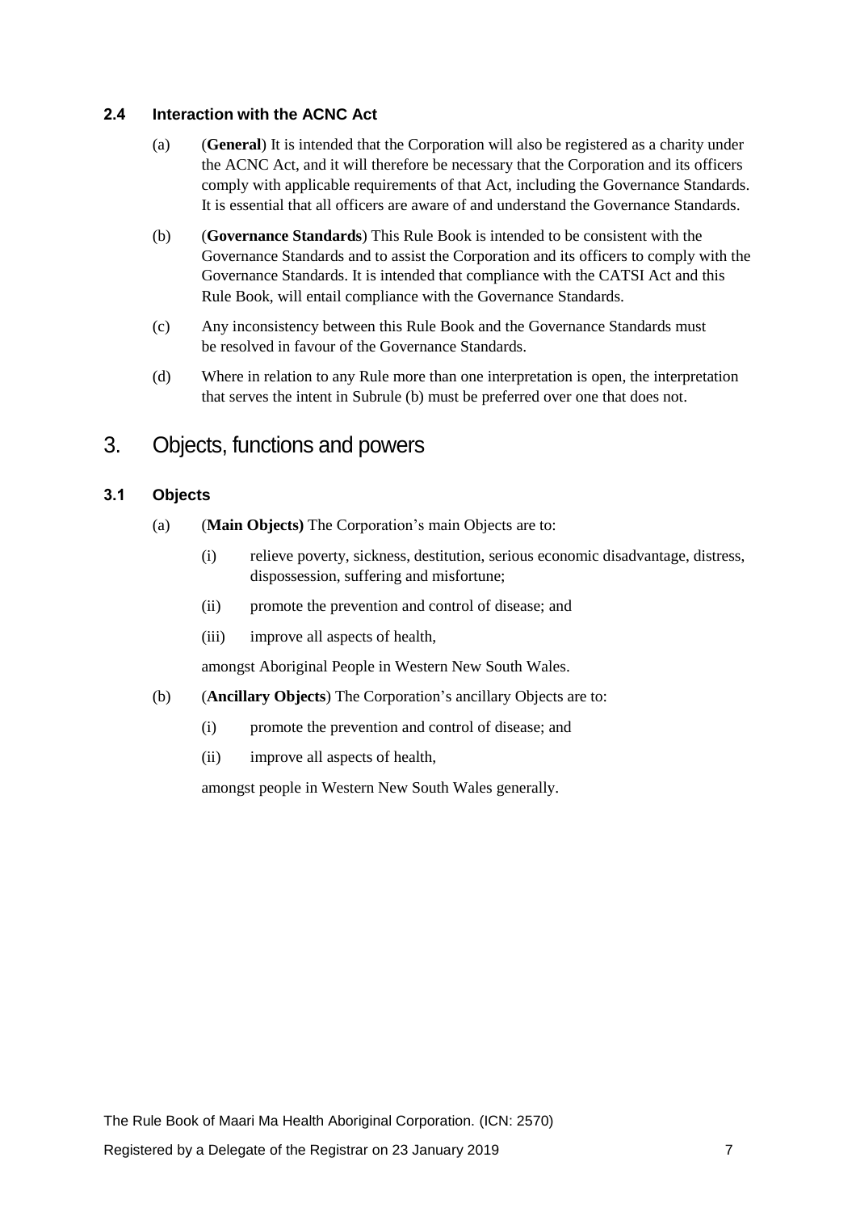### 2.4 Interaction with the ACNC Act

(a) (**General**) It is intended that the Corporation will also be registered as a charity under the ACNC Act, and it will therefore be necessary that the Corporation and its officers comply with applicable requirements of that Act, including the Governance Standards. It is essential that all officers are aware of and understand the Governance Standards.

(b) (**Governance Standards**) This Rule Book is intended to be consistent with the Governance Standards and to assist the Corporation and its officers to comply with the Governance Standards. It is intended that compliance with the CATSI Act and this Rule Book, will entail compliance with the Governance Standards.

(c) Any inconsistency between this Rule Book and the Governance Standards must be resolved in favour of the Governance Standards.

(d) Where in relation to any Rule more than one interpretation is open, the interpretation that serves the intent in Subrule (b) must be preferred over one that does not.

## 3. Objects, functions and powers

### 3.1 Objects

(a) (**Main Objects)** The Corporation's main Objects are to:

(i) relieve poverty, sickness, destitution, serious economic disadvantage, distress, dispossession, suffering and misfortune;

(ii) promote the prevention and control of disease; and

(iii) improve all aspects of health,

amongst Aboriginal People in Western New South Wales.

(b) (**Ancillary Objects**) The Corporation's ancillary Objects are to:

(i) promote the prevention and control of disease; and

(ii) improve all aspects of health,

amongst people in Western New South Wales generally.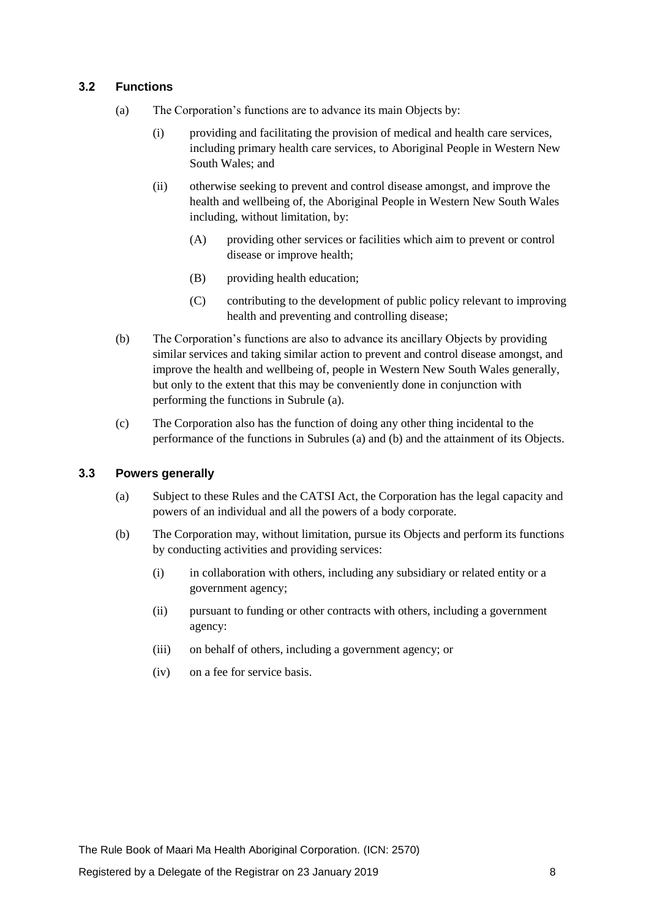### 3.2 Functions

(a) The Corporation's functions are to advance its main Objects by:

(i) providing and facilitating the provision of medical and health care services, including primary health care services, to Aboriginal People in Western New South Wales; and

(ii) otherwise seeking to prevent and control disease amongst, and improve the health and wellbeing of, the Aboriginal People in Western New South Wales including, without limitation, by:

(A) providing other services or facilities which aim to prevent or control disease or improve health;

(B) providing health education;

(C) contributing to the development of public policy relevant to improving health and preventing and controlling disease;

(b) The Corporation's functions are also to advance its ancillary Objects by providing similar services and taking similar action to prevent and control disease amongst, and improve the health and wellbeing of, people in Western New South Wales generally, but only to the extent that this may be conveniently done in conjunction with performing the functions in Subrule (a).

(c) The Corporation also has the function of doing any other thing incidental to the performance of the functions in Subrules (a) and (b) and the attainment of its Objects.

### 3.3 Powers generally

(a) Subject to these Rules and the CATSI Act, the Corporation has the legal capacity and powers of an individual and all the powers of a body corporate.

(b) The Corporation may, without limitation, pursue its Objects and perform its functions by conducting activities and providing services:

(i) in collaboration with others, including any subsidiary or related entity or a government agency;

(ii) pursuant to funding or other contracts with others, including a government agency:

(iii) on behalf of others, including a government agency; or

(iv) on a fee for service basis.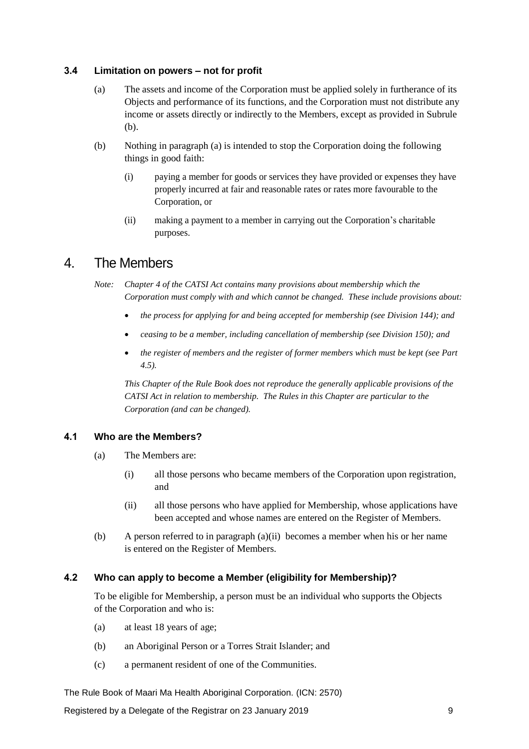### 3.4 Limitation on powers – not for profit

(a) The assets and income of the Corporation must be applied solely in furtherance of its Objects and performance of its functions, and the Corporation must not distribute any income or assets directly or indirectly to the Members, except as provided in Subrule (b).

(b) Nothing in paragraph (a) is intended to stop the Corporation doing the following things in good faith:

  (i) paying a member for goods or services they have provided or expenses they have properly incurred at fair and reasonable rates or rates more favourable to the Corporation, or

  (ii) making a payment to a member in carrying out the Corporation's charitable purposes.

## 4. The Members

*Note: Chapter 4 of the CATSI Act contains many provisions about membership which the Corporation must comply with and which cannot be changed. These include provisions about:*

- *the process for applying for and being accepted for membership (see Division 144); and*
- *ceasing to be a member, including cancellation of membership (see Division 150); and*
- *the register of members and the register of former members which must be kept (see Part 4.5).*

*This Chapter of the Rule Book does not reproduce the generally applicable provisions of the CATSI Act in relation to membership. The Rules in this Chapter are particular to the Corporation (and can be changed).*

### 4.1 Who are the Members?

(a) The Members are:

  (i) all those persons who became members of the Corporation upon registration, and

  (ii) all those persons who have applied for Membership, whose applications have been accepted and whose names are entered on the Register of Members.

(b) A person referred to in paragraph (a)(ii) becomes a member when his or her name is entered on the Register of Members.

### 4.2 Who can apply to become a Member (eligibility for Membership)?

To be eligible for Membership, a person must be an individual who supports the Objects of the Corporation and who is:

(a) at least 18 years of age;

(b) an Aboriginal Person or a Torres Strait Islander; and

(c) a permanent resident of one of the Communities.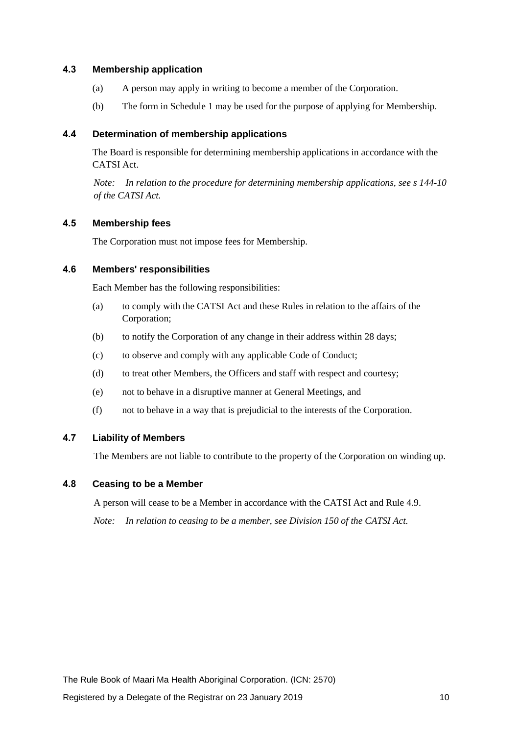### 4.3 Membership application

(a) A person may apply in writing to become a member of the Corporation.

(b) The form in Schedule 1 may be used for the purpose of applying for Membership.

### 4.4 Determination of membership applications

The Board is responsible for determining membership applications in accordance with the CATSI Act.

*Note: In relation to the procedure for determining membership applications, see s 144-10 of the CATSI Act.*

### 4.5 Membership fees

The Corporation must not impose fees for Membership.

### 4.6 Members' responsibilities

Each Member has the following responsibilities:

(a) to comply with the CATSI Act and these Rules in relation to the affairs of the Corporation;

(b) to notify the Corporation of any change in their address within 28 days;

(c) to observe and comply with any applicable Code of Conduct;

(d) to treat other Members, the Officers and staff with respect and courtesy;

(e) not to behave in a disruptive manner at General Meetings, and

(f) not to behave in a way that is prejudicial to the interests of the Corporation.

### 4.7 Liability of Members

The Members are not liable to contribute to the property of the Corporation on winding up.

### 4.8 Ceasing to be a Member

A person will cease to be a Member in accordance with the CATSI Act and Rule 4.9.

*Note: In relation to ceasing to be a member, see Division 150 of the CATSI Act.*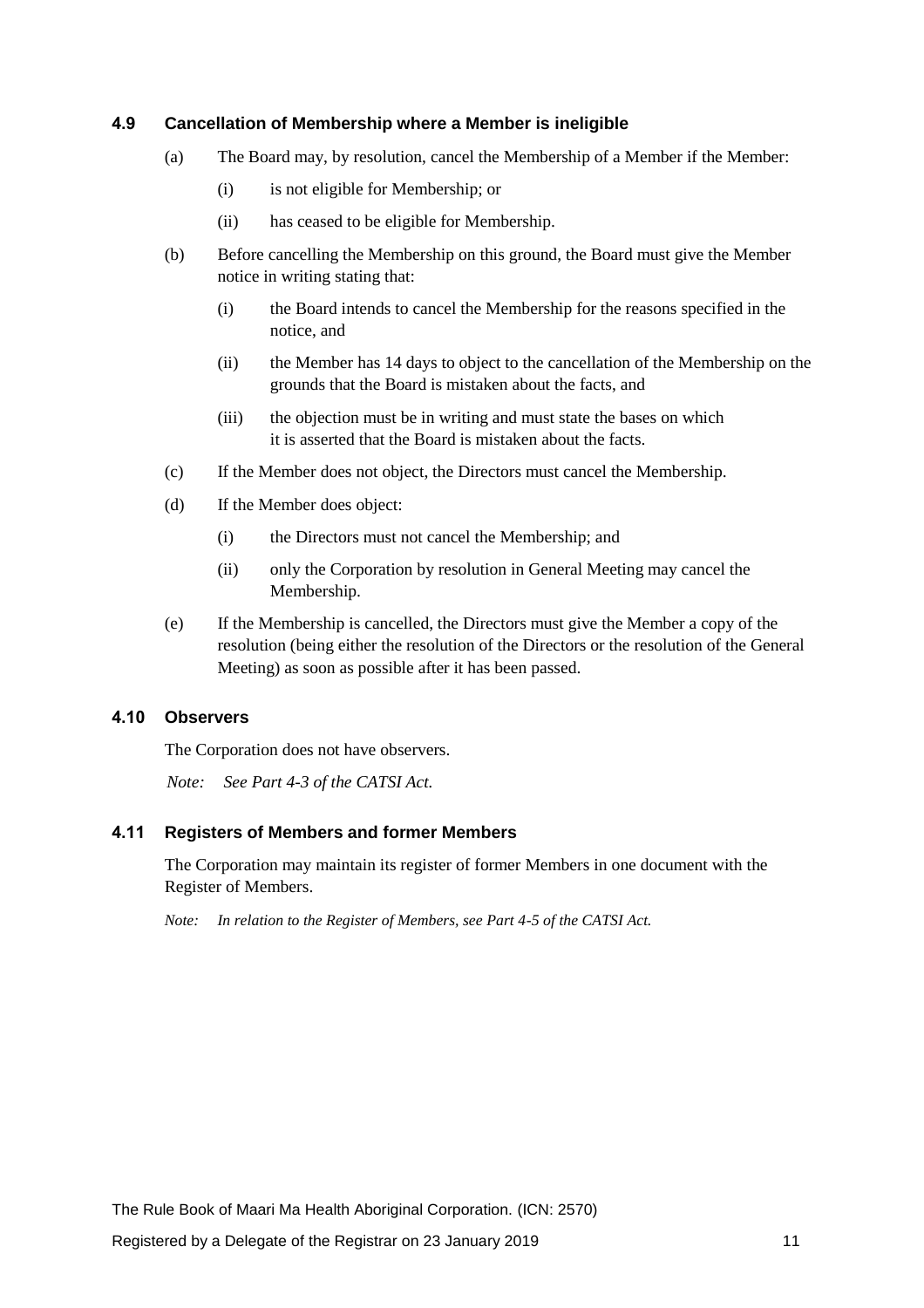### 4.9 Cancellation of Membership where a Member is ineligible

(a) The Board may, by resolution, cancel the Membership of a Member if the Member:

  (i) is not eligible for Membership; or

  (ii) has ceased to be eligible for Membership.

(b) Before cancelling the Membership on this ground, the Board must give the Member notice in writing stating that:

  (i) the Board intends to cancel the Membership for the reasons specified in the notice, and

  (ii) the Member has 14 days to object to the cancellation of the Membership on the grounds that the Board is mistaken about the facts, and

  (iii) the objection must be in writing and must state the bases on which it is asserted that the Board is mistaken about the facts.

(c) If the Member does not object, the Directors must cancel the Membership.

(d) If the Member does object:

  (i) the Directors must not cancel the Membership; and

  (ii) only the Corporation by resolution in General Meeting may cancel the Membership.

(e) If the Membership is cancelled, the Directors must give the Member a copy of the resolution (being either the resolution of the Directors or the resolution of the General Meeting) as soon as possible after it has been passed.

### 4.10 Observers

The Corporation does not have observers.

*Note: See Part 4-3 of the CATSI Act.*

### 4.11 Registers of Members and former Members

The Corporation may maintain its register of former Members in one document with the Register of Members.

*Note: In relation to the Register of Members, see Part 4-5 of the CATSI Act.*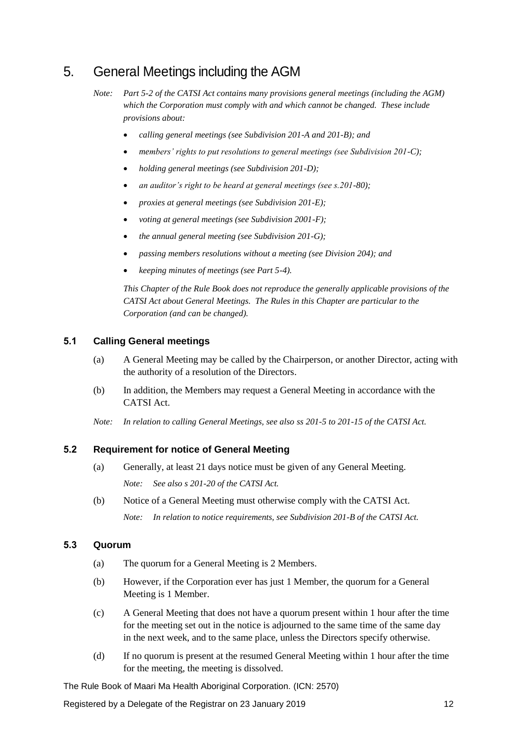# 5. General Meetings including the AGM

*Note: Part 5-2 of the CATSI Act contains many provisions general meetings (including the AGM) which the Corporation must comply with and which cannot be changed. These include provisions about:*

- *calling general meetings (see Subdivision 201-A and 201-B); and*
- *members' rights to put resolutions to general meetings (see Subdivision 201-C);*
- *holding general meetings (see Subdivision 201-D);*
- *an auditor's right to be heard at general meetings (see s.201-80);*
- *proxies at general meetings (see Subdivision 201-E);*
- *voting at general meetings (see Subdivision 2001-F);*
- *the annual general meeting (see Subdivision 201-G);*
- *passing members resolutions without a meeting (see Division 204); and*
- *keeping minutes of meetings (see Part 5-4).*

*This Chapter of the Rule Book does not reproduce the generally applicable provisions of the CATSI Act about General Meetings. The Rules in this Chapter are particular to the Corporation (and can be changed).*

### 5.1 Calling General meetings

(a) A General Meeting may be called by the Chairperson, or another Director, acting with the authority of a resolution of the Directors.

(b) In addition, the Members may request a General Meeting in accordance with the CATSI Act.

*Note: In relation to calling General Meetings, see also ss 201-5 to 201-15 of the CATSI Act.*

### 5.2 Requirement for notice of General Meeting

(a) Generally, at least 21 days notice must be given of any General Meeting.

*Note: See also s 201-20 of the CATSI Act.*

(b) Notice of a General Meeting must otherwise comply with the CATSI Act.

*Note: In relation to notice requirements, see Subdivision 201-B of the CATSI Act.*

### 5.3 Quorum

(a) The quorum for a General Meeting is 2 Members.

(b) However, if the Corporation ever has just 1 Member, the quorum for a General Meeting is 1 Member.

(c) A General Meeting that does not have a quorum present within 1 hour after the time for the meeting set out in the notice is adjourned to the same time of the same day in the next week, and to the same place, unless the Directors specify otherwise.

(d) If no quorum is present at the resumed General Meeting within 1 hour after the time for the meeting, the meeting is dissolved.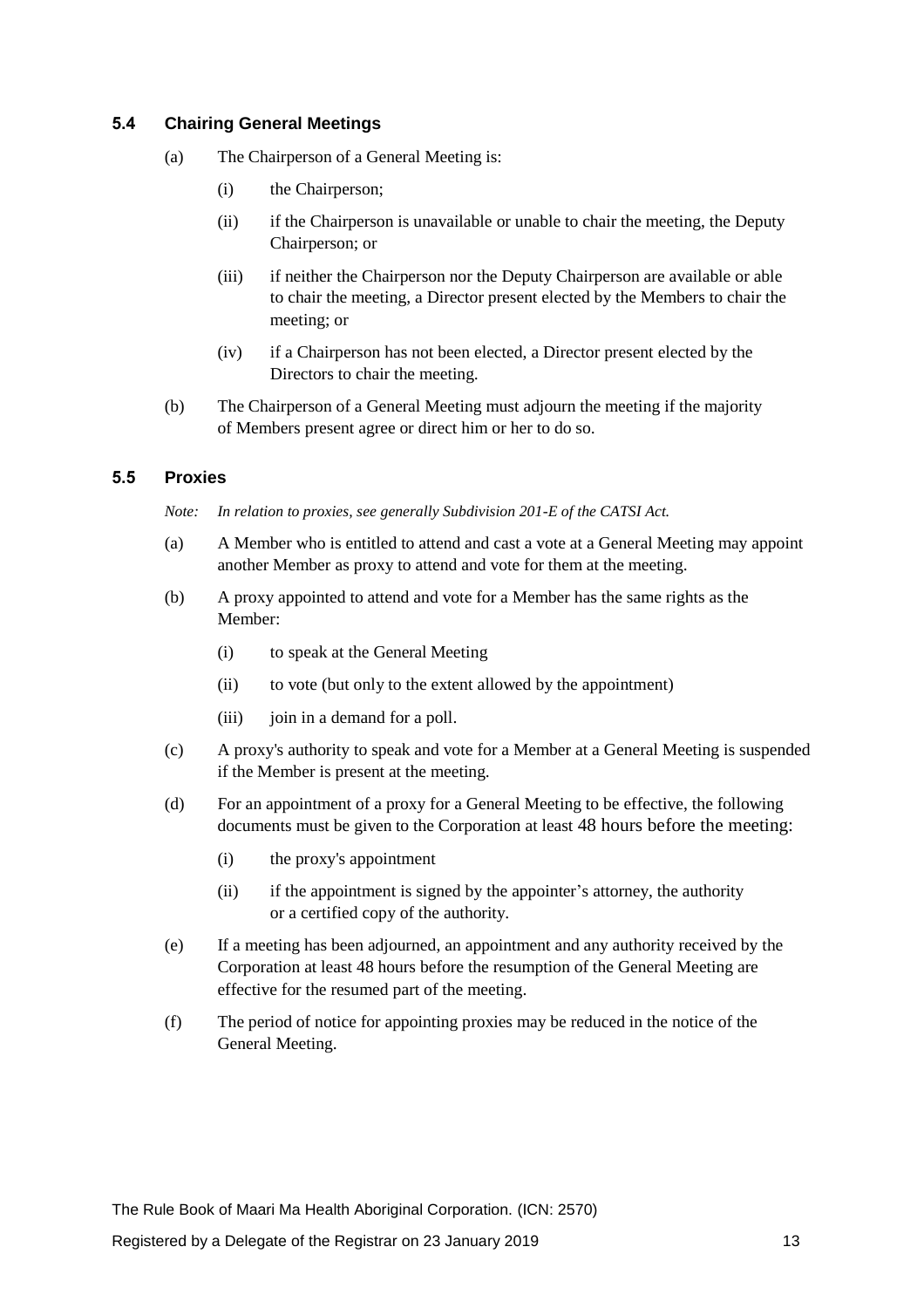### 5.4 Chairing General Meetings

(a) The Chairperson of a General Meeting is:

(i) the Chairperson;

(ii) if the Chairperson is unavailable or unable to chair the meeting, the Deputy Chairperson; or

(iii) if neither the Chairperson nor the Deputy Chairperson are available or able to chair the meeting, a Director present elected by the Members to chair the meeting; or

(iv) if a Chairperson has not been elected, a Director present elected by the Directors to chair the meeting.

(b) The Chairperson of a General Meeting must adjourn the meeting if the majority of Members present agree or direct him or her to do so.

### 5.5 Proxies

*Note: In relation to proxies, see generally Subdivision 201-E of the CATSI Act.*

(a) A Member who is entitled to attend and cast a vote at a General Meeting may appoint another Member as proxy to attend and vote for them at the meeting.

(b) A proxy appointed to attend and vote for a Member has the same rights as the Member:

(i) to speak at the General Meeting

(ii) to vote (but only to the extent allowed by the appointment)

(iii) join in a demand for a poll.

(c) A proxy's authority to speak and vote for a Member at a General Meeting is suspended if the Member is present at the meeting.

(d) For an appointment of a proxy for a General Meeting to be effective, the following documents must be given to the Corporation at least 48 hours before the meeting:

(i) the proxy's appointment

(ii) if the appointment is signed by the appointer's attorney, the authority or a certified copy of the authority.

(e) If a meeting has been adjourned, an appointment and any authority received by the Corporation at least 48 hours before the resumption of the General Meeting are effective for the resumed part of the meeting.

(f) The period of notice for appointing proxies may be reduced in the notice of the General Meeting.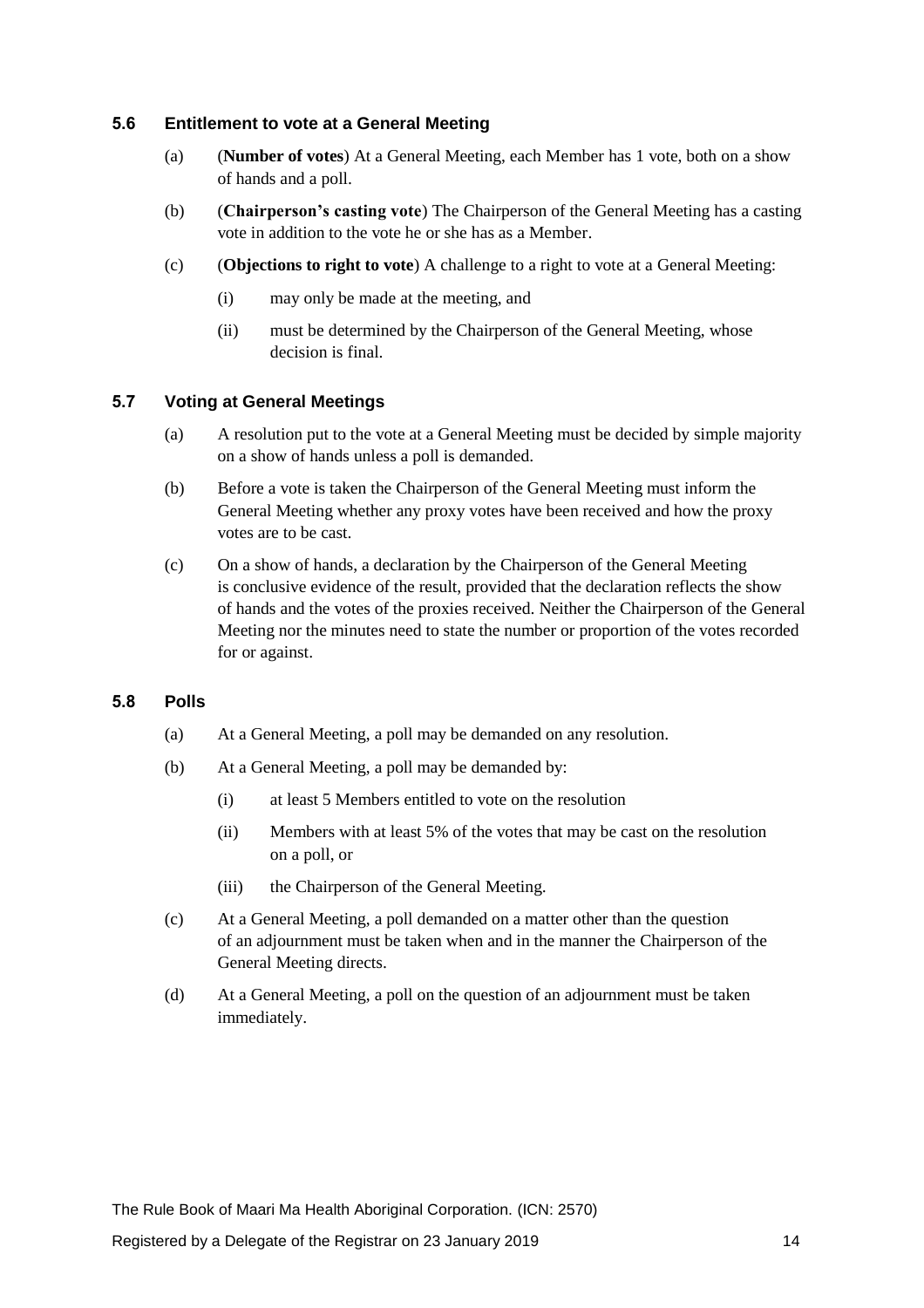### 5.6 Entitlement to vote at a General Meeting

(a) (**Number of votes**) At a General Meeting, each Member has 1 vote, both on a show of hands and a poll.

(b) (**Chairperson's casting vote**) The Chairperson of the General Meeting has a casting vote in addition to the vote he or she has as a Member.

(c) (**Objections to right to vote**) A challenge to a right to vote at a General Meeting:

(i) may only be made at the meeting, and

(ii) must be determined by the Chairperson of the General Meeting, whose decision is final.

### 5.7 Voting at General Meetings

(a) A resolution put to the vote at a General Meeting must be decided by simple majority on a show of hands unless a poll is demanded.

(b) Before a vote is taken the Chairperson of the General Meeting must inform the General Meeting whether any proxy votes have been received and how the proxy votes are to be cast.

(c) On a show of hands, a declaration by the Chairperson of the General Meeting is conclusive evidence of the result, provided that the declaration reflects the show of hands and the votes of the proxies received. Neither the Chairperson of the General Meeting nor the minutes need to state the number or proportion of the votes recorded for or against.

### 5.8 Polls

(a) At a General Meeting, a poll may be demanded on any resolution.

(b) At a General Meeting, a poll may be demanded by:

(i) at least 5 Members entitled to vote on the resolution

(ii) Members with at least 5% of the votes that may be cast on the resolution on a poll, or

(iii) the Chairperson of the General Meeting.

(c) At a General Meeting, a poll demanded on a matter other than the question of an adjournment must be taken when and in the manner the Chairperson of the General Meeting directs.

(d) At a General Meeting, a poll on the question of an adjournment must be taken immediately.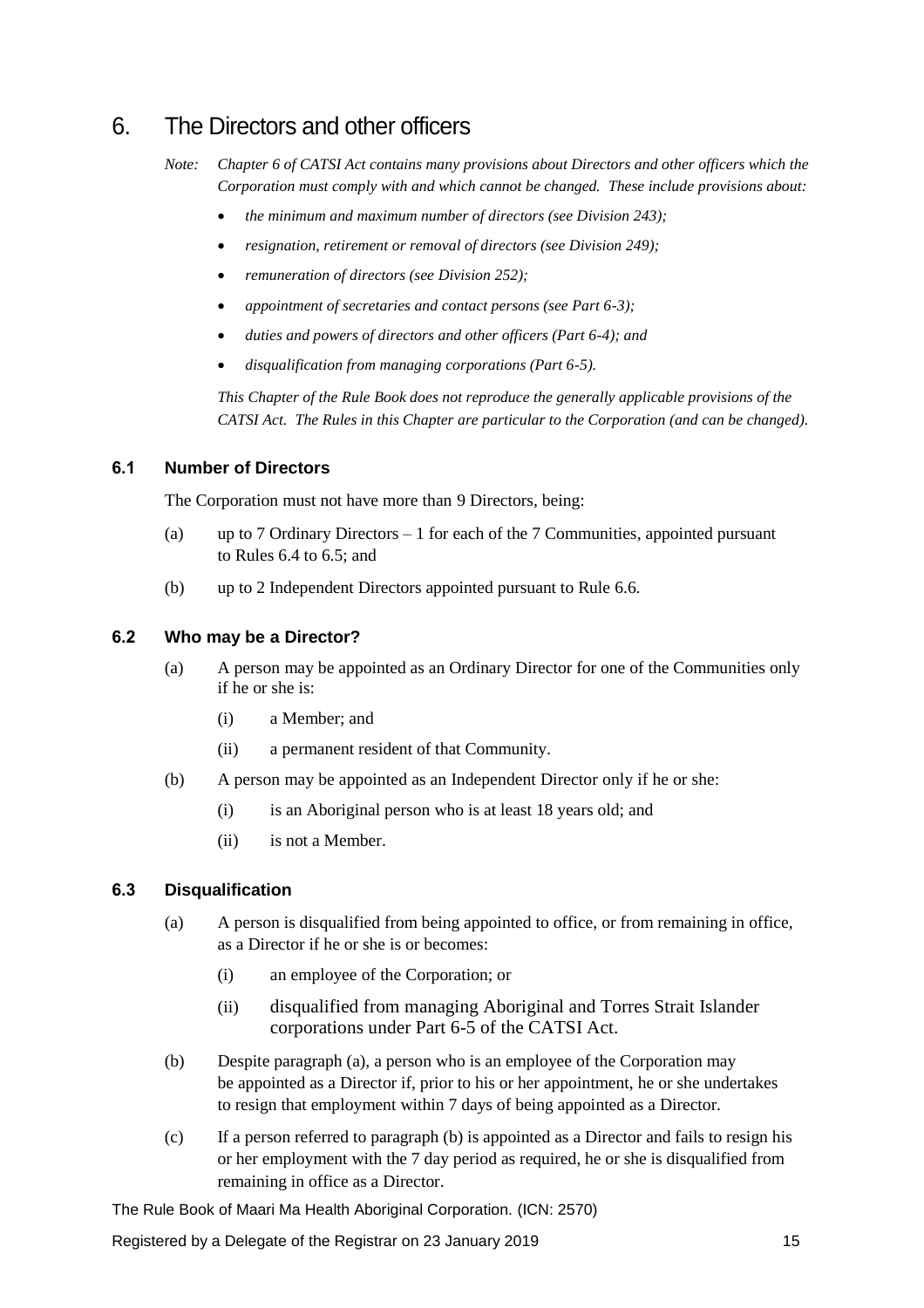# 6. The Directors and other officers

*Note: Chapter 6 of CATSI Act contains many provisions about Directors and other officers which the Corporation must comply with and which cannot be changed. These include provisions about:*

- *the minimum and maximum number of directors (see Division 243);*
- *resignation, retirement or removal of directors (see Division 249);*
- *remuneration of directors (see Division 252);*
- *appointment of secretaries and contact persons (see Part 6-3);*
- *duties and powers of directors and other officers (Part 6-4); and*
- *disqualification from managing corporations (Part 6-5).*

*This Chapter of the Rule Book does not reproduce the generally applicable provisions of the CATSI Act. The Rules in this Chapter are particular to the Corporation (and can be changed).*

### 6.1 Number of Directors

The Corporation must not have more than 9 Directors, being:

(a) up to 7 Ordinary Directors – 1 for each of the 7 Communities, appointed pursuant to Rules 6.4 to 6.5; and

(b) up to 2 Independent Directors appointed pursuant to Rule 6.6.

### 6.2 Who may be a Director?

(a) A person may be appointed as an Ordinary Director for one of the Communities only if he or she is:

- (i) a Member; and
- (ii) a permanent resident of that Community.

(b) A person may be appointed as an Independent Director only if he or she:

- (i) is an Aboriginal person who is at least 18 years old; and
- (ii) is not a Member.

### 6.3 Disqualification

(a) A person is disqualified from being appointed to office, or from remaining in office, as a Director if he or she is or becomes:

- (i) an employee of the Corporation; or
- (ii) disqualified from managing Aboriginal and Torres Strait Islander corporations under Part 6-5 of the CATSI Act.

(b) Despite paragraph (a), a person who is an employee of the Corporation may be appointed as a Director if, prior to his or her appointment, he or she undertakes to resign that employment within 7 days of being appointed as a Director.

(c) If a person referred to paragraph (b) is appointed as a Director and fails to resign his or her employment with the 7 day period as required, he or she is disqualified from remaining in office as a Director.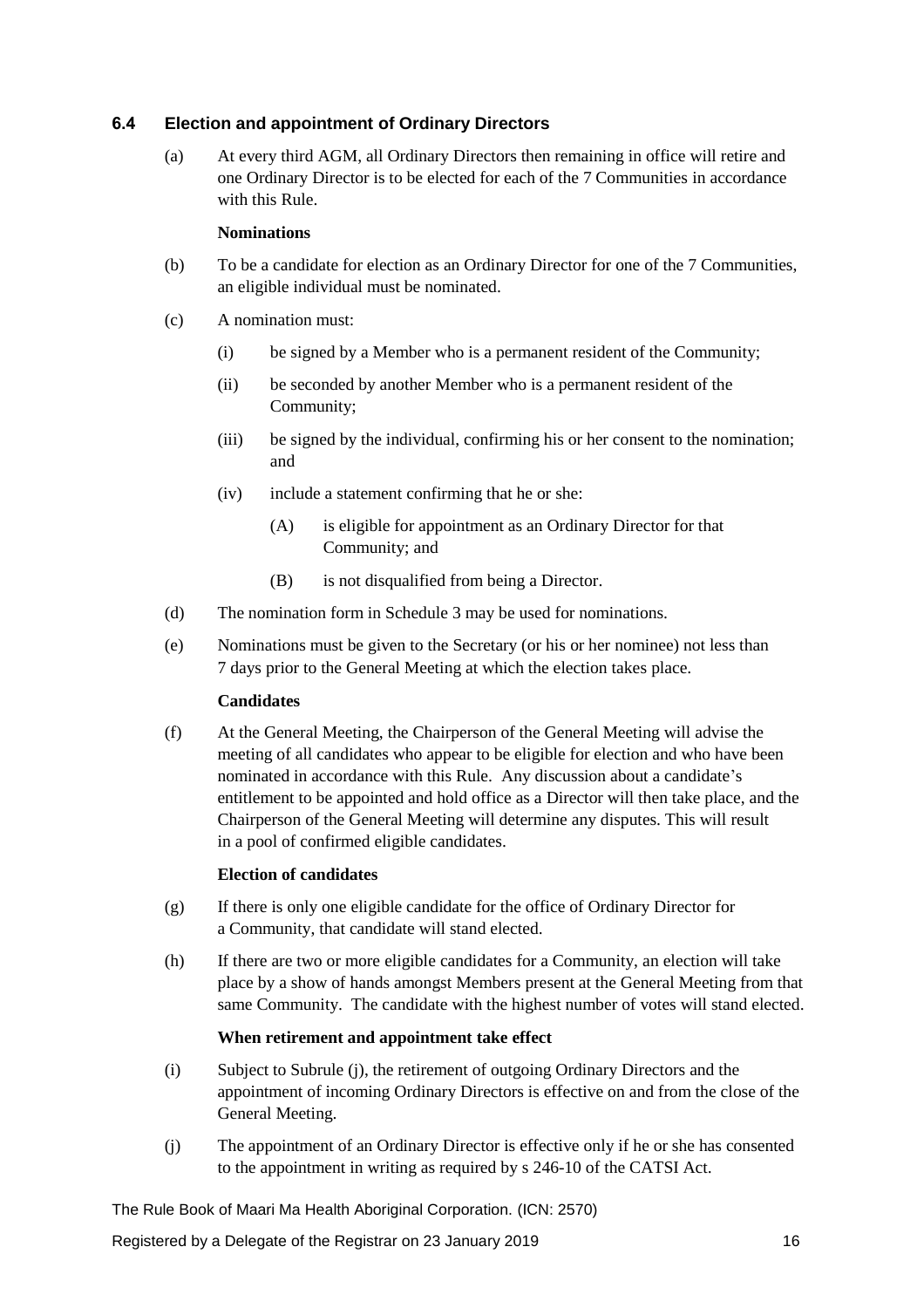### 6.4 Election and appointment of Ordinary Directors

(a) At every third AGM, all Ordinary Directors then remaining in office will retire and one Ordinary Director is to be elected for each of the 7 Communities in accordance with this Rule.

**Nominations**

(b) To be a candidate for election as an Ordinary Director for one of the 7 Communities, an eligible individual must be nominated.

(c) A nomination must:

- (i) be signed by a Member who is a permanent resident of the Community;
- (ii) be seconded by another Member who is a permanent resident of the Community;
- (iii) be signed by the individual, confirming his or her consent to the nomination; and
- (iv) include a statement confirming that he or she:
  - (A) is eligible for appointment as an Ordinary Director for that Community; and
  - (B) is not disqualified from being a Director.

(d) The nomination form in Schedule 3 may be used for nominations.

(e) Nominations must be given to the Secretary (or his or her nominee) not less than 7 days prior to the General Meeting at which the election takes place.

**Candidates**

(f) At the General Meeting, the Chairperson of the General Meeting will advise the meeting of all candidates who appear to be eligible for election and who have been nominated in accordance with this Rule. Any discussion about a candidate's entitlement to be appointed and hold office as a Director will then take place, and the Chairperson of the General Meeting will determine any disputes. This will result in a pool of confirmed eligible candidates.

**Election of candidates**

(g) If there is only one eligible candidate for the office of Ordinary Director for a Community, that candidate will stand elected.

(h) If there are two or more eligible candidates for a Community, an election will take place by a show of hands amongst Members present at the General Meeting from that same Community. The candidate with the highest number of votes will stand elected.

**When retirement and appointment take effect**

(i) Subject to Subrule (j), the retirement of outgoing Ordinary Directors and the appointment of incoming Ordinary Directors is effective on and from the close of the General Meeting.

(j) The appointment of an Ordinary Director is effective only if he or she has consented to the appointment in writing as required by s 246-10 of the CATSI Act.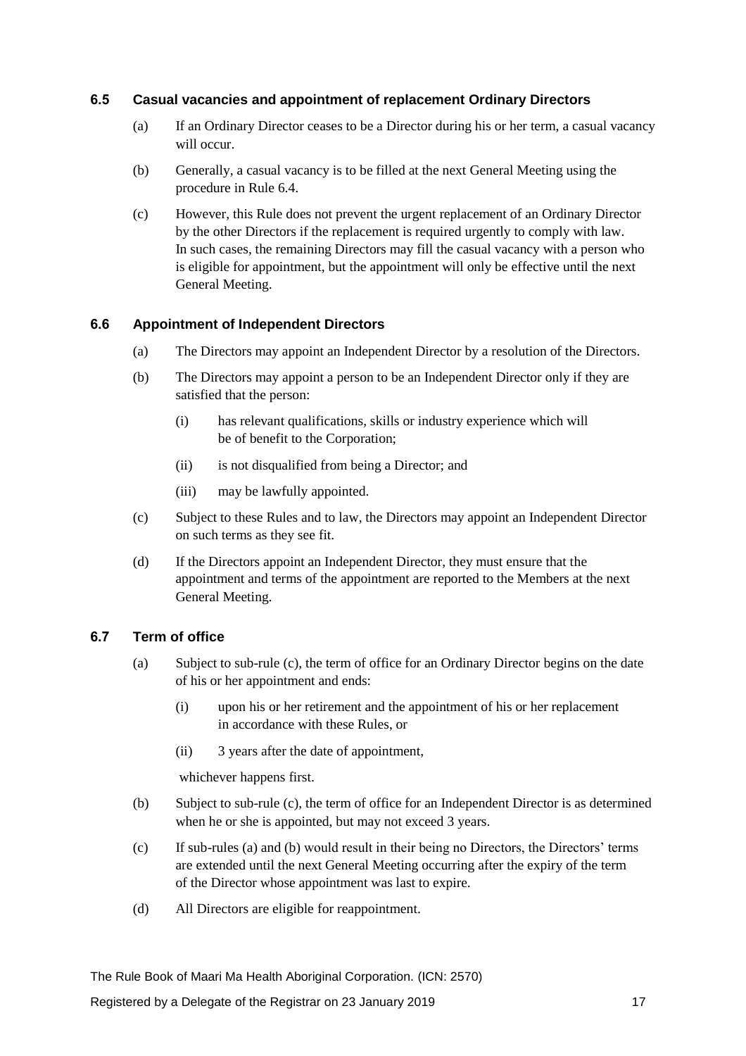### 6.5 Casual vacancies and appointment of replacement Ordinary Directors

(a) If an Ordinary Director ceases to be a Director during his or her term, a casual vacancy will occur.

(b) Generally, a casual vacancy is to be filled at the next General Meeting using the procedure in Rule 6.4.

(c) However, this Rule does not prevent the urgent replacement of an Ordinary Director by the other Directors if the replacement is required urgently to comply with law. In such cases, the remaining Directors may fill the casual vacancy with a person who is eligible for appointment, but the appointment will only be effective until the next General Meeting.

### 6.6 Appointment of Independent Directors

(a) The Directors may appoint an Independent Director by a resolution of the Directors.

(b) The Directors may appoint a person to be an Independent Director only if they are satisfied that the person:

  (i) has relevant qualifications, skills or industry experience which will be of benefit to the Corporation;

  (ii) is not disqualified from being a Director; and

  (iii) may be lawfully appointed.

(c) Subject to these Rules and to law, the Directors may appoint an Independent Director on such terms as they see fit.

(d) If the Directors appoint an Independent Director, they must ensure that the appointment and terms of the appointment are reported to the Members at the next General Meeting.

### 6.7 Term of office

(a) Subject to sub-rule (c), the term of office for an Ordinary Director begins on the date of his or her appointment and ends:

  (i) upon his or her retirement and the appointment of his or her replacement in accordance with these Rules, or

  (ii) 3 years after the date of appointment,

  whichever happens first.

(b) Subject to sub-rule (c), the term of office for an Independent Director is as determined when he or she is appointed, but may not exceed 3 years.

(c) If sub-rules (a) and (b) would result in their being no Directors, the Directors' terms are extended until the next General Meeting occurring after the expiry of the term of the Director whose appointment was last to expire.

(d) All Directors are eligible for reappointment.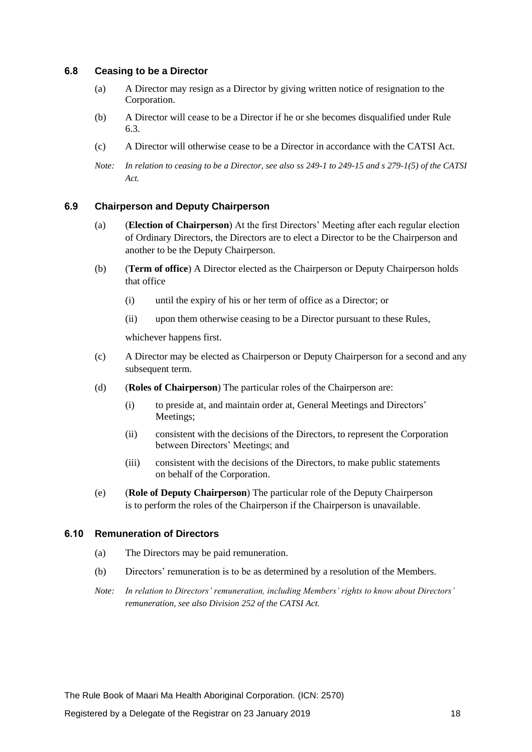### 6.8 Ceasing to be a Director

(a) A Director may resign as a Director by giving written notice of resignation to the Corporation.

(b) A Director will cease to be a Director if he or she becomes disqualified under Rule 6.3.

(c) A Director will otherwise cease to be a Director in accordance with the CATSI Act.

*Note: In relation to ceasing to be a Director, see also ss 249-1 to 249-15 and s 279-1(5) of the CATSI Act.*

### 6.9 Chairperson and Deputy Chairperson

(a) (**Election of Chairperson**) At the first Directors' Meeting after each regular election of Ordinary Directors, the Directors are to elect a Director to be the Chairperson and another to be the Deputy Chairperson.

(b) (**Term of office**) A Director elected as the Chairperson or Deputy Chairperson holds that office

(i) until the expiry of his or her term of office as a Director; or

(ii) upon them otherwise ceasing to be a Director pursuant to these Rules,

whichever happens first.

(c) A Director may be elected as Chairperson or Deputy Chairperson for a second and any subsequent term.

(d) (**Roles of Chairperson**) The particular roles of the Chairperson are:

(i) to preside at, and maintain order at, General Meetings and Directors' Meetings;

(ii) consistent with the decisions of the Directors, to represent the Corporation between Directors' Meetings; and

(iii) consistent with the decisions of the Directors, to make public statements on behalf of the Corporation.

(e) (**Role of Deputy Chairperson**) The particular role of the Deputy Chairperson is to perform the roles of the Chairperson if the Chairperson is unavailable.

### 6.10 Remuneration of Directors

(a) The Directors may be paid remuneration.

(b) Directors' remuneration is to be as determined by a resolution of the Members.

*Note: In relation to Directors' remuneration, including Members' rights to know about Directors' remuneration, see also Division 252 of the CATSI Act.*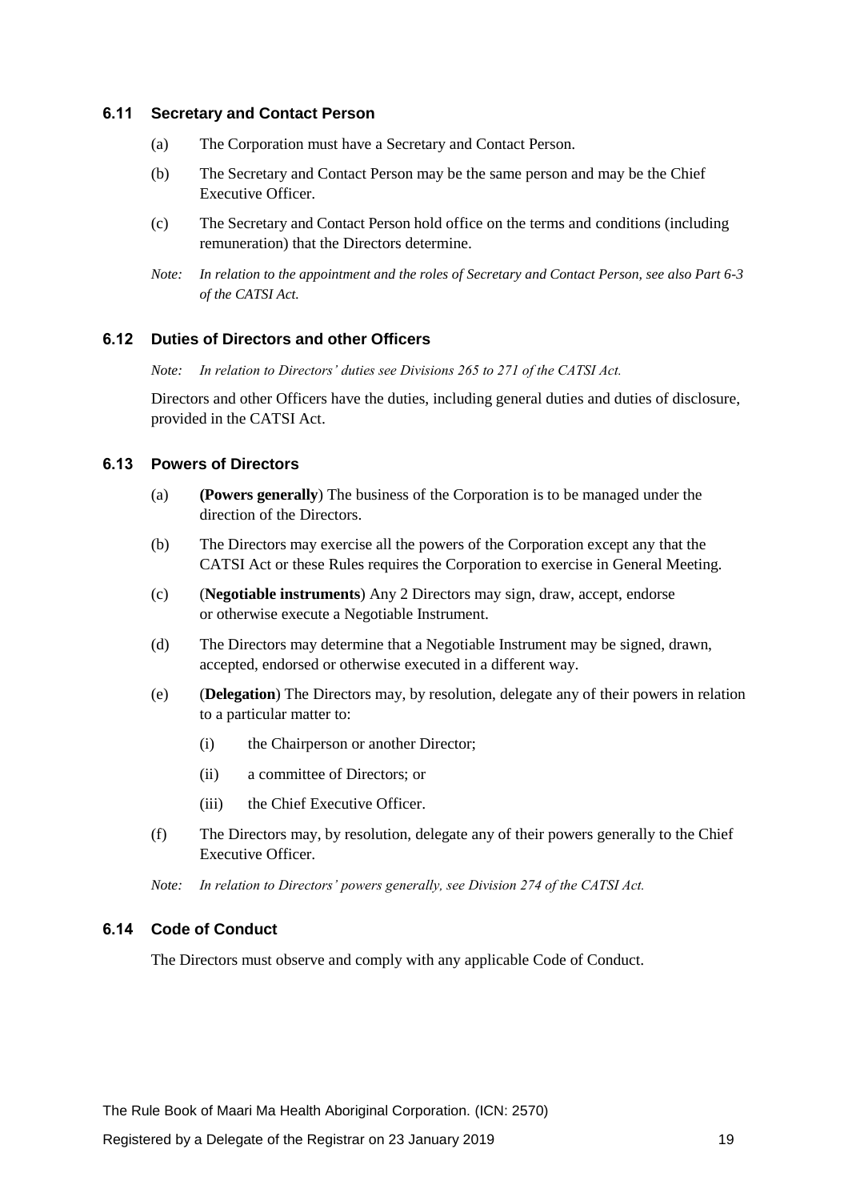### 6.11 Secretary and Contact Person

(a) The Corporation must have a Secretary and Contact Person.

(b) The Secretary and Contact Person may be the same person and may be the Chief Executive Officer.

(c) The Secretary and Contact Person hold office on the terms and conditions (including remuneration) that the Directors determine.

*Note: In relation to the appointment and the roles of Secretary and Contact Person, see also Part 6-3 of the CATSI Act.*

### 6.12 Duties of Directors and other Officers

*Note: In relation to Directors' duties see Divisions 265 to 271 of the CATSI Act.*

Directors and other Officers have the duties, including general duties and duties of disclosure, provided in the CATSI Act.

### 6.13 Powers of Directors

(a) **(Powers generally**) The business of the Corporation is to be managed under the direction of the Directors.

(b) The Directors may exercise all the powers of the Corporation except any that the CATSI Act or these Rules requires the Corporation to exercise in General Meeting.

(c) (**Negotiable instruments**) Any 2 Directors may sign, draw, accept, endorse or otherwise execute a Negotiable Instrument.

(d) The Directors may determine that a Negotiable Instrument may be signed, drawn, accepted, endorsed or otherwise executed in a different way.

(e) (**Delegation**) The Directors may, by resolution, delegate any of their powers in relation to a particular matter to:

  (i) the Chairperson or another Director;

  (ii) a committee of Directors; or

  (iii) the Chief Executive Officer.

(f) The Directors may, by resolution, delegate any of their powers generally to the Chief Executive Officer.

*Note: In relation to Directors' powers generally, see Division 274 of the CATSI Act.*

### 6.14 Code of Conduct

The Directors must observe and comply with any applicable Code of Conduct.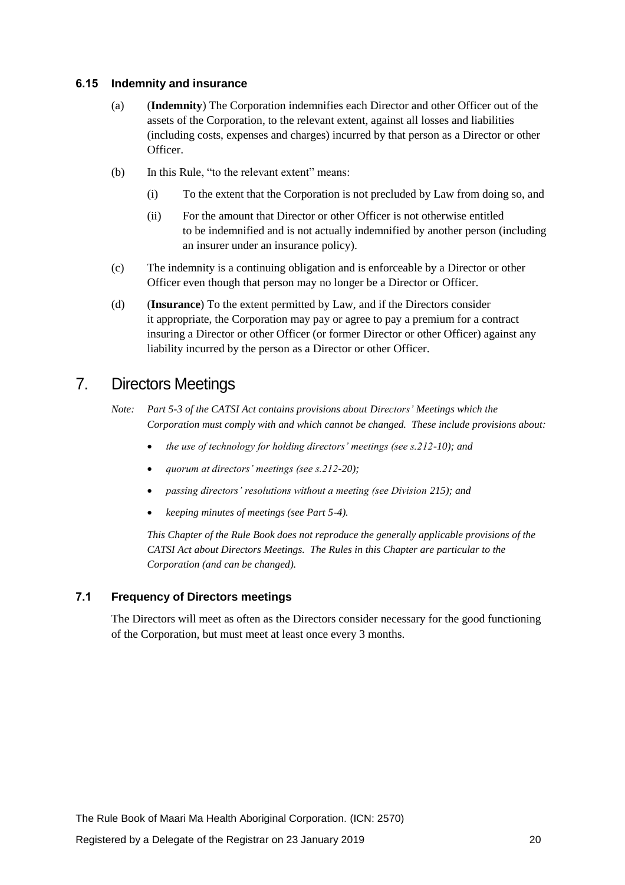### 6.15 Indemnity and insurance

(a) (**Indemnity**) The Corporation indemnifies each Director and other Officer out of the assets of the Corporation, to the relevant extent, against all losses and liabilities (including costs, expenses and charges) incurred by that person as a Director or other Officer.

(b) In this Rule, "to the relevant extent" means:

  (i) To the extent that the Corporation is not precluded by Law from doing so, and

  (ii) For the amount that Director or other Officer is not otherwise entitled to be indemnified and is not actually indemnified by another person (including an insurer under an insurance policy).

(c) The indemnity is a continuing obligation and is enforceable by a Director or other Officer even though that person may no longer be a Director or Officer.

(d) (**Insurance**) To the extent permitted by Law, and if the Directors consider it appropriate, the Corporation may pay or agree to pay a premium for a contract insuring a Director or other Officer (or former Director or other Officer) against any liability incurred by the person as a Director or other Officer.

## 7. Directors Meetings

*Note: Part 5-3 of the CATSI Act contains provisions about Directors' Meetings which the Corporation must comply with and which cannot be changed. These include provisions about:*

- *the use of technology for holding directors' meetings (see s.212-10); and*
- *quorum at directors' meetings (see s.212-20);*
- *passing directors' resolutions without a meeting (see Division 215); and*
- *keeping minutes of meetings (see Part 5-4).*

*This Chapter of the Rule Book does not reproduce the generally applicable provisions of the CATSI Act about Directors Meetings. The Rules in this Chapter are particular to the Corporation (and can be changed).*

### 7.1 Frequency of Directors meetings

The Directors will meet as often as the Directors consider necessary for the good functioning of the Corporation, but must meet at least once every 3 months.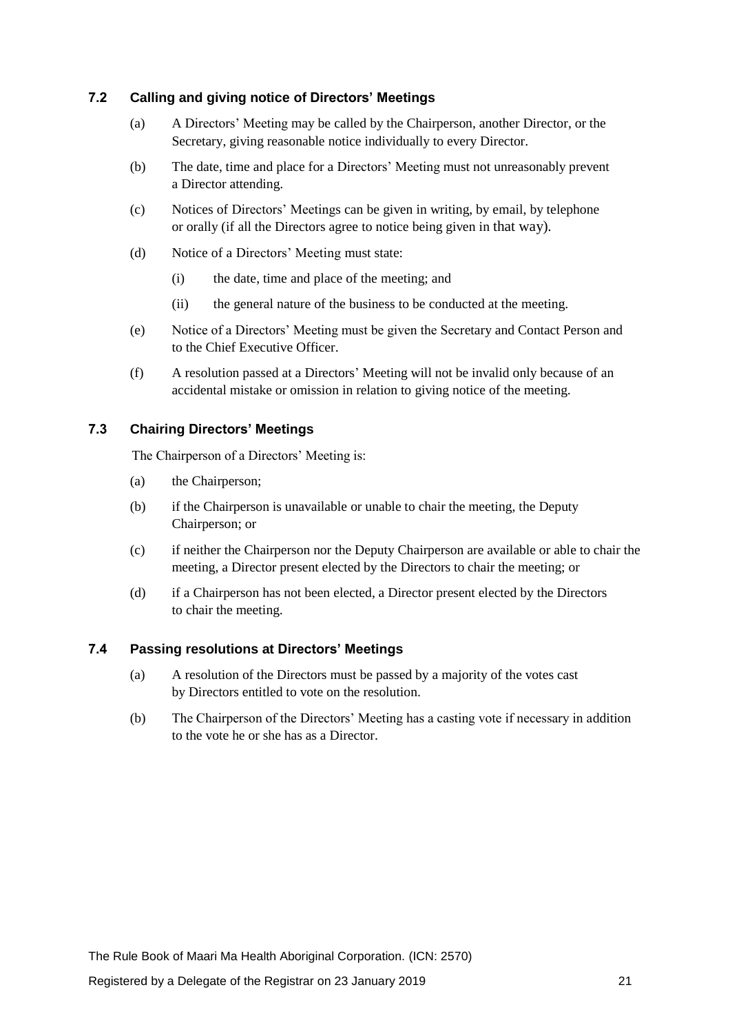### 7.2 Calling and giving notice of Directors' Meetings

(a) A Directors' Meeting may be called by the Chairperson, another Director, or the Secretary, giving reasonable notice individually to every Director.

(b) The date, time and place for a Directors' Meeting must not unreasonably prevent a Director attending.

(c) Notices of Directors' Meetings can be given in writing, by email, by telephone or orally (if all the Directors agree to notice being given in that way).

(d) Notice of a Directors' Meeting must state:

   (i) the date, time and place of the meeting; and

   (ii) the general nature of the business to be conducted at the meeting.

(e) Notice of a Directors' Meeting must be given the Secretary and Contact Person and to the Chief Executive Officer.

(f) A resolution passed at a Directors' Meeting will not be invalid only because of an accidental mistake or omission in relation to giving notice of the meeting.

### 7.3 Chairing Directors' Meetings

The Chairperson of a Directors' Meeting is:

(a) the Chairperson;

(b) if the Chairperson is unavailable or unable to chair the meeting, the Deputy Chairperson; or

(c) if neither the Chairperson nor the Deputy Chairperson are available or able to chair the meeting, a Director present elected by the Directors to chair the meeting; or

(d) if a Chairperson has not been elected, a Director present elected by the Directors to chair the meeting.

### 7.4 Passing resolutions at Directors' Meetings

(a) A resolution of the Directors must be passed by a majority of the votes cast by Directors entitled to vote on the resolution.

(b) The Chairperson of the Directors' Meeting has a casting vote if necessary in addition to the vote he or she has as a Director.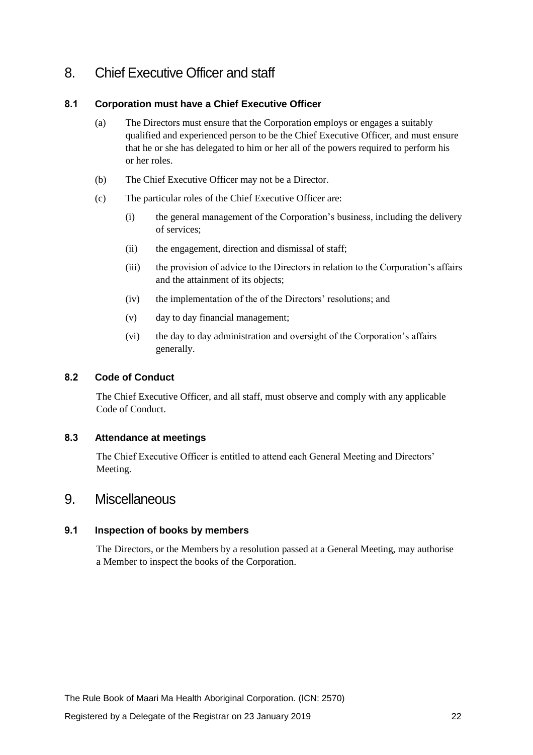# 8. Chief Executive Officer and staff

### 8.1 Corporation must have a Chief Executive Officer

(a) The Directors must ensure that the Corporation employs or engages a suitably qualified and experienced person to be the Chief Executive Officer, and must ensure that he or she has delegated to him or her all of the powers required to perform his or her roles.

(b) The Chief Executive Officer may not be a Director.

(c) The particular roles of the Chief Executive Officer are:

   (i) the general management of the Corporation's business, including the delivery of services;

   (ii) the engagement, direction and dismissal of staff;

   (iii) the provision of advice to the Directors in relation to the Corporation's affairs and the attainment of its objects;

   (iv) the implementation of the of the Directors' resolutions; and

   (v) day to day financial management;

   (vi) the day to day administration and oversight of the Corporation's affairs generally.

### 8.2 Code of Conduct

The Chief Executive Officer, and all staff, must observe and comply with any applicable Code of Conduct.

### 8.3 Attendance at meetings

The Chief Executive Officer is entitled to attend each General Meeting and Directors' Meeting.

# 9. Miscellaneous

### 9.1 Inspection of books by members

The Directors, or the Members by a resolution passed at a General Meeting, may authorise a Member to inspect the books of the Corporation.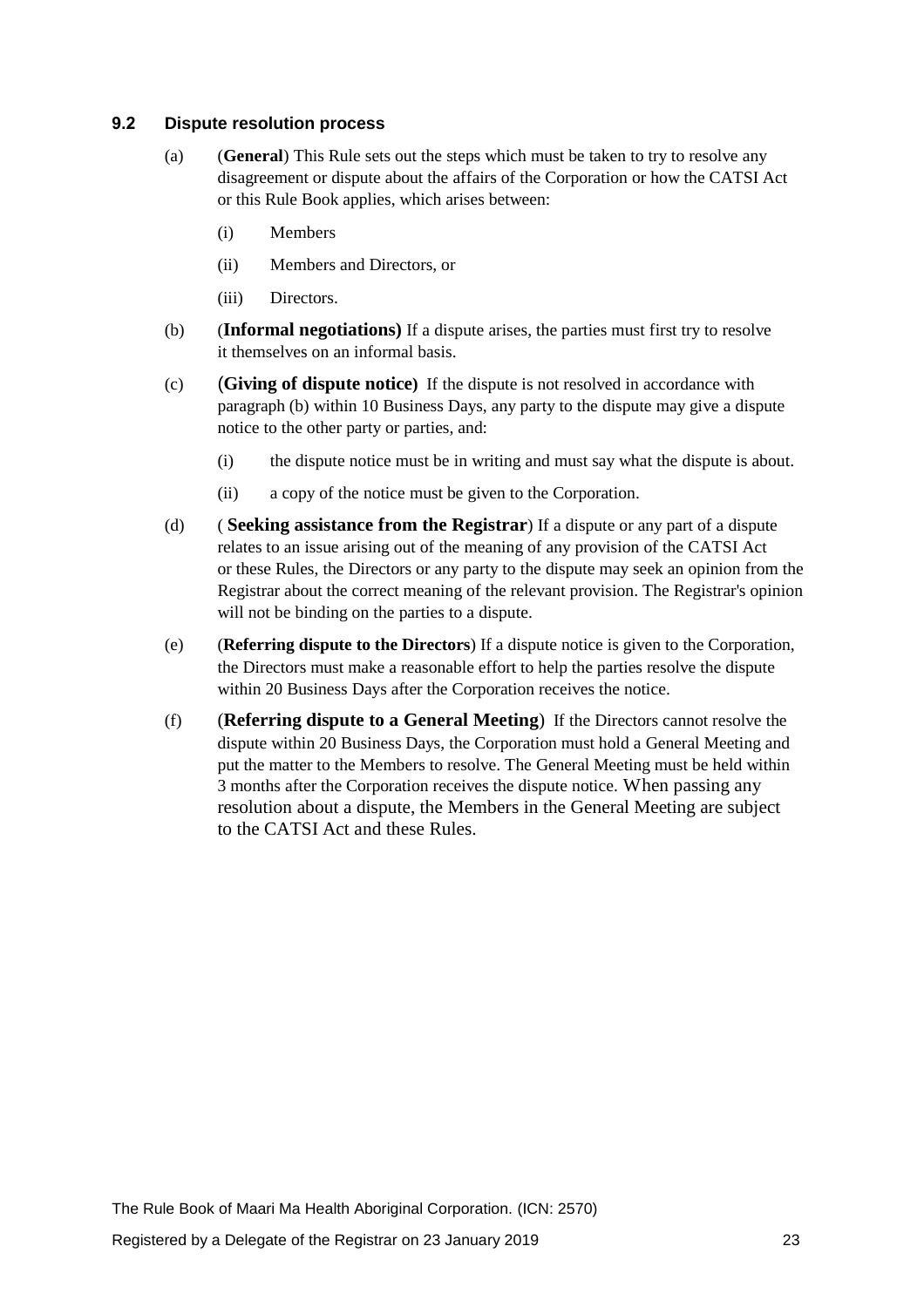### 9.2 Dispute resolution process

(a) (**General**) This Rule sets out the steps which must be taken to try to resolve any disagreement or dispute about the affairs of the Corporation or how the CATSI Act or this Rule Book applies, which arises between:

  (i) Members

  (ii) Members and Directors, or

  (iii) Directors.

(b) (**Informal negotiations)** If a dispute arises, the parties must first try to resolve it themselves on an informal basis.

(c) (**Giving of dispute notice**) If the dispute is not resolved in accordance with paragraph (b) within 10 Business Days, any party to the dispute may give a dispute notice to the other party or parties, and:

  (i) the dispute notice must be in writing and must say what the dispute is about.

  (ii) a copy of the notice must be given to the Corporation.

(d) ( **Seeking assistance from the Registrar**) If a dispute or any part of a dispute relates to an issue arising out of the meaning of any provision of the CATSI Act or these Rules, the Directors or any party to the dispute may seek an opinion from the Registrar about the correct meaning of the relevant provision. The Registrar's opinion will not be binding on the parties to a dispute.

(e) (**Referring dispute to the Directors**) If a dispute notice is given to the Corporation, the Directors must make a reasonable effort to help the parties resolve the dispute within 20 Business Days after the Corporation receives the notice.

(f) (**Referring dispute to a General Meeting**) If the Directors cannot resolve the dispute within 20 Business Days, the Corporation must hold a General Meeting and put the matter to the Members to resolve. The General Meeting must be held within 3 months after the Corporation receives the dispute notice. When passing any resolution about a dispute, the Members in the General Meeting are subject to the CATSI Act and these Rules.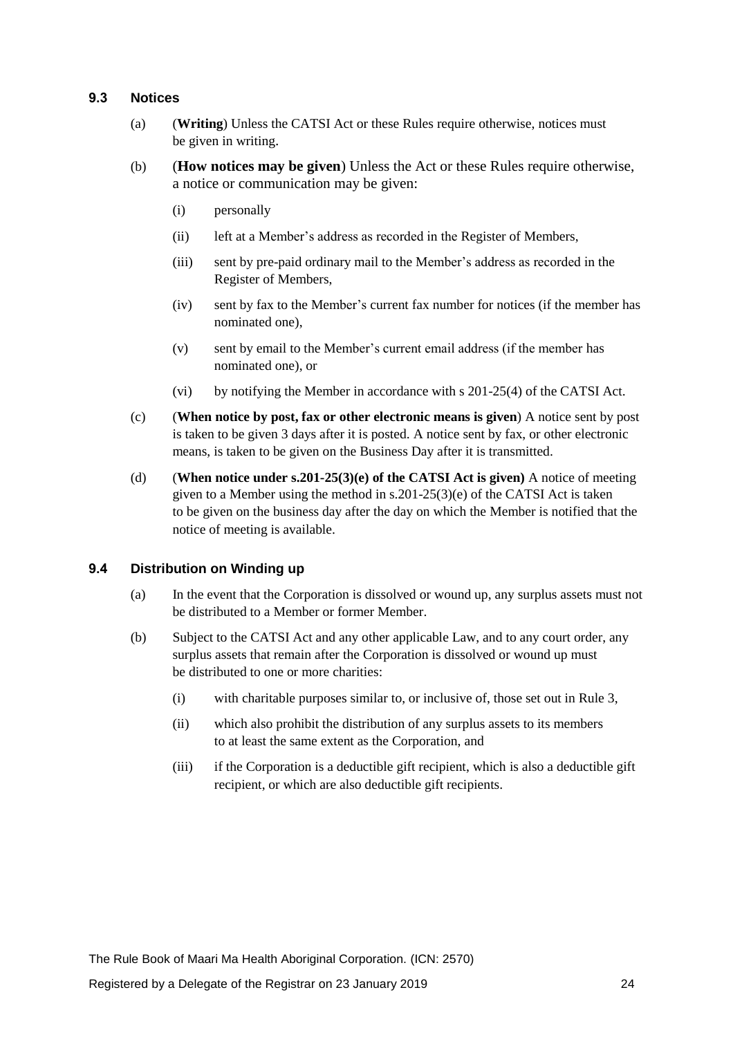### 9.3 Notices

(a) (**Writing**) Unless the CATSI Act or these Rules require otherwise, notices must be given in writing.

(b) (**How notices may be given**) Unless the Act or these Rules require otherwise, a notice or communication may be given:

   (i) personally

   (ii) left at a Member's address as recorded in the Register of Members,

   (iii) sent by pre-paid ordinary mail to the Member's address as recorded in the Register of Members,

   (iv) sent by fax to the Member's current fax number for notices (if the member has nominated one),

   (v) sent by email to the Member's current email address (if the member has nominated one), or

   (vi) by notifying the Member in accordance with s 201-25(4) of the CATSI Act.

(c) (**When notice by post, fax or other electronic means is given**) A notice sent by post is taken to be given 3 days after it is posted. A notice sent by fax, or other electronic means, is taken to be given on the Business Day after it is transmitted.

(d) (**When notice under s.201-25(3)(e) of the CATSI Act is given)** A notice of meeting given to a Member using the method in s.201-25(3)(e) of the CATSI Act is taken to be given on the business day after the day on which the Member is notified that the notice of meeting is available.

### 9.4 Distribution on Winding up

(a) In the event that the Corporation is dissolved or wound up, any surplus assets must not be distributed to a Member or former Member.

(b) Subject to the CATSI Act and any other applicable Law, and to any court order, any surplus assets that remain after the Corporation is dissolved or wound up must be distributed to one or more charities:

   (i) with charitable purposes similar to, or inclusive of, those set out in Rule 3,

   (ii) which also prohibit the distribution of any surplus assets to its members to at least the same extent as the Corporation, and

   (iii) if the Corporation is a deductible gift recipient, which is also a deductible gift recipient, or which are also deductible gift recipients.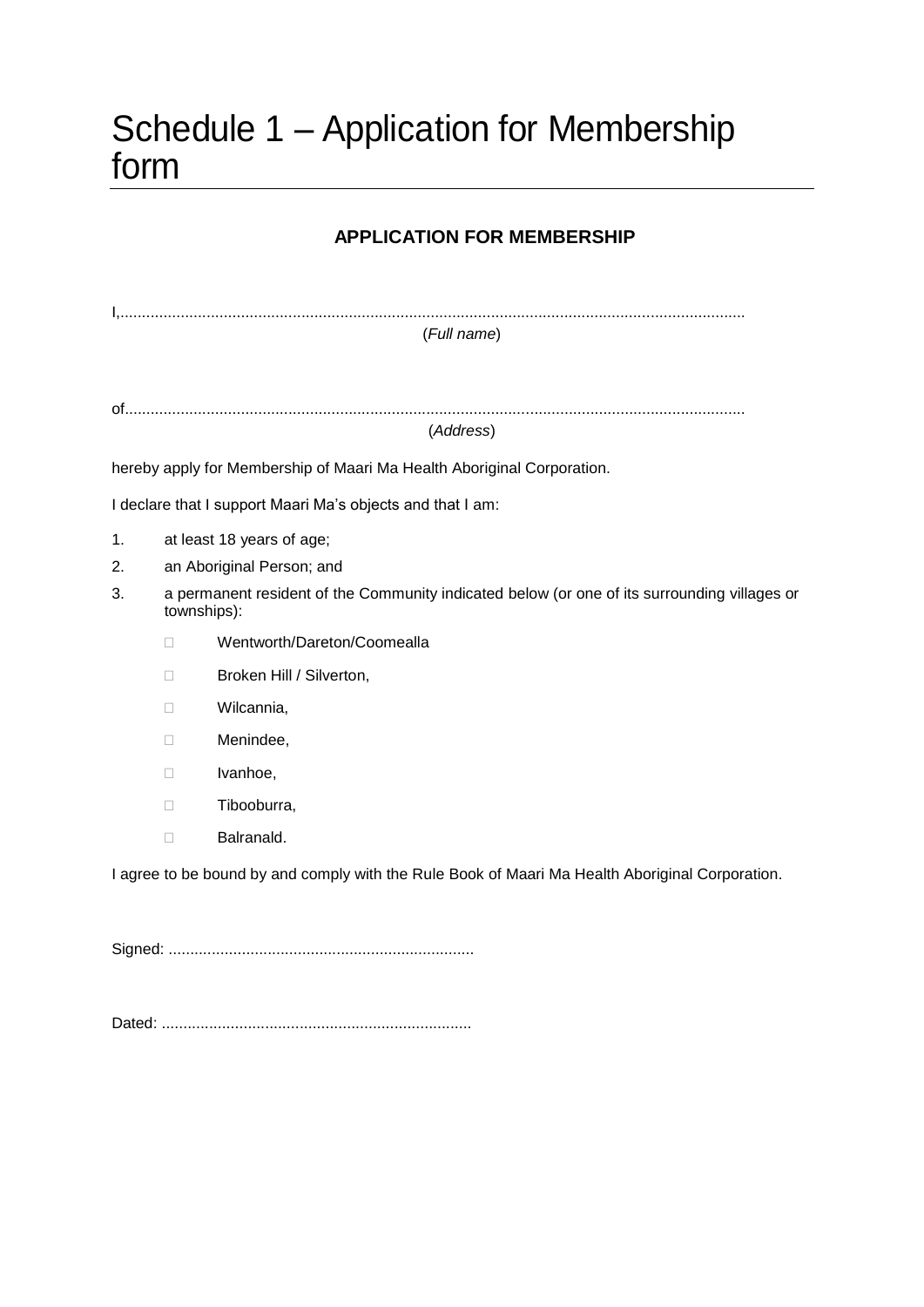# Schedule 1 – Application for Membership form

**APPLICATION FOR MEMBERSHIP**

I,..................................................................................................................................................

(*Full name*)

of..............................................................................................................................................

(*Address*)

hereby apply for Membership of Maari Ma Health Aboriginal Corporation.

I declare that I support Maari Ma's objects and that I am:

1. at least 18 years of age;
2. an Aboriginal Person; and
3. a permanent resident of the Community indicated below (or one of its surrounding villages or townships):

   - ☐ Wentworth/Dareton/Coomealla
   - ☐ Broken Hill / Silverton,
   - ☐ Wilcannia,
   - ☐ Menindee,
   - ☐ Ivanhoe,
   - ☐ Tibooburra,
   - ☐ Balranald.

I agree to be bound by and comply with the Rule Book of Maari Ma Health Aboriginal Corporation.

Signed: ......................................................................

Dated: .......................................................................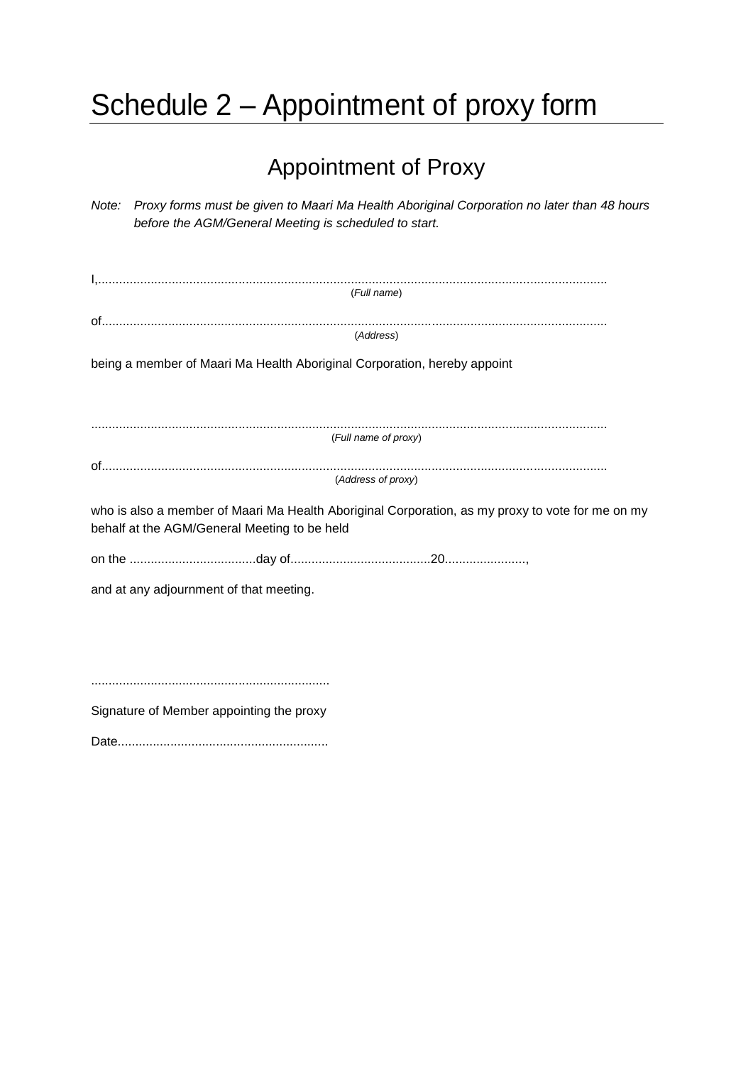# Schedule 2 – Appointment of proxy form

## Appointment of Proxy

*Note: Proxy forms must be given to Maari Ma Health Aboriginal Corporation no later than 48 hours before the AGM/General Meeting is scheduled to start.*

I,.............................................................................................................................................
(*Full name*)

of.............................................................................................................................................
(*Address*)

being a member of Maari Ma Health Aboriginal Corporation, hereby appoint

...............................................................................................................................................
(*Full name of proxy*)

of.............................................................................................................................................
(*Address of proxy*)

who is also a member of Maari Ma Health Aboriginal Corporation, as my proxy to vote for me on my behalf at the AGM/General Meeting to be held

on the ....................................day of.......................................20.......................,

and at any adjournment of that meeting.

....................................................................

Signature of Member appointing the proxy

Date............................................................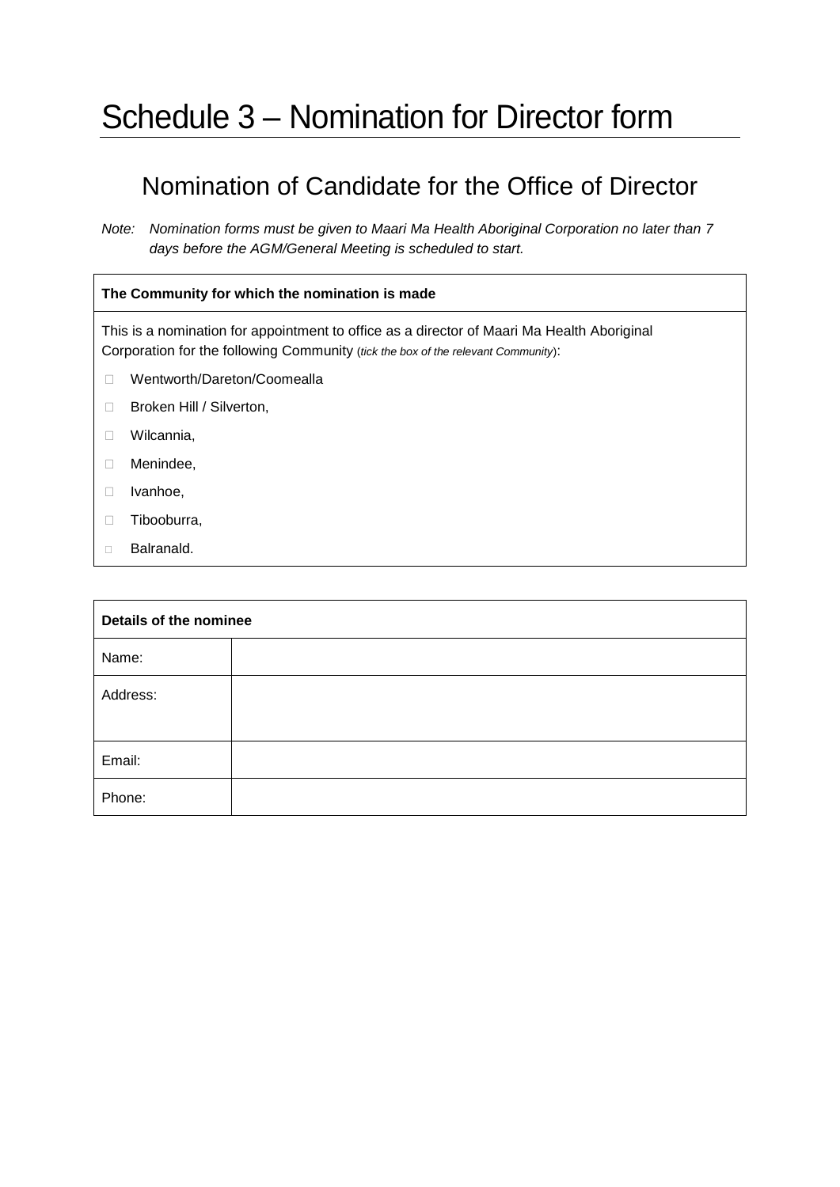# Schedule 3 – Nomination for Director form

## Nomination of Candidate for the Office of Director

*Note: Nomination forms must be given to Maari Ma Health Aboriginal Corporation no later than 7 days before the AGM/General Meeting is scheduled to start.*

| **The Community for which the nomination is made** |
|---|
| This is a nomination for appointment to office as a director of Maari Ma Health Aboriginal Corporation for the following Community (*tick the box of the relevant Community*): |
| ☐ Wentworth/Dareton/Coomealla |
| ☐ Broken Hill / Silverton, |
| ☐ Wilcannia, |
| ☐ Menindee, |
| ☐ Ivanhoe, |
| ☐ Tibooburra, |
| ☐ Balranald. |

| **Details of the nominee** | |
|---|---|
| Name: | |
| Address: | |
| Email: | |
| Phone: | |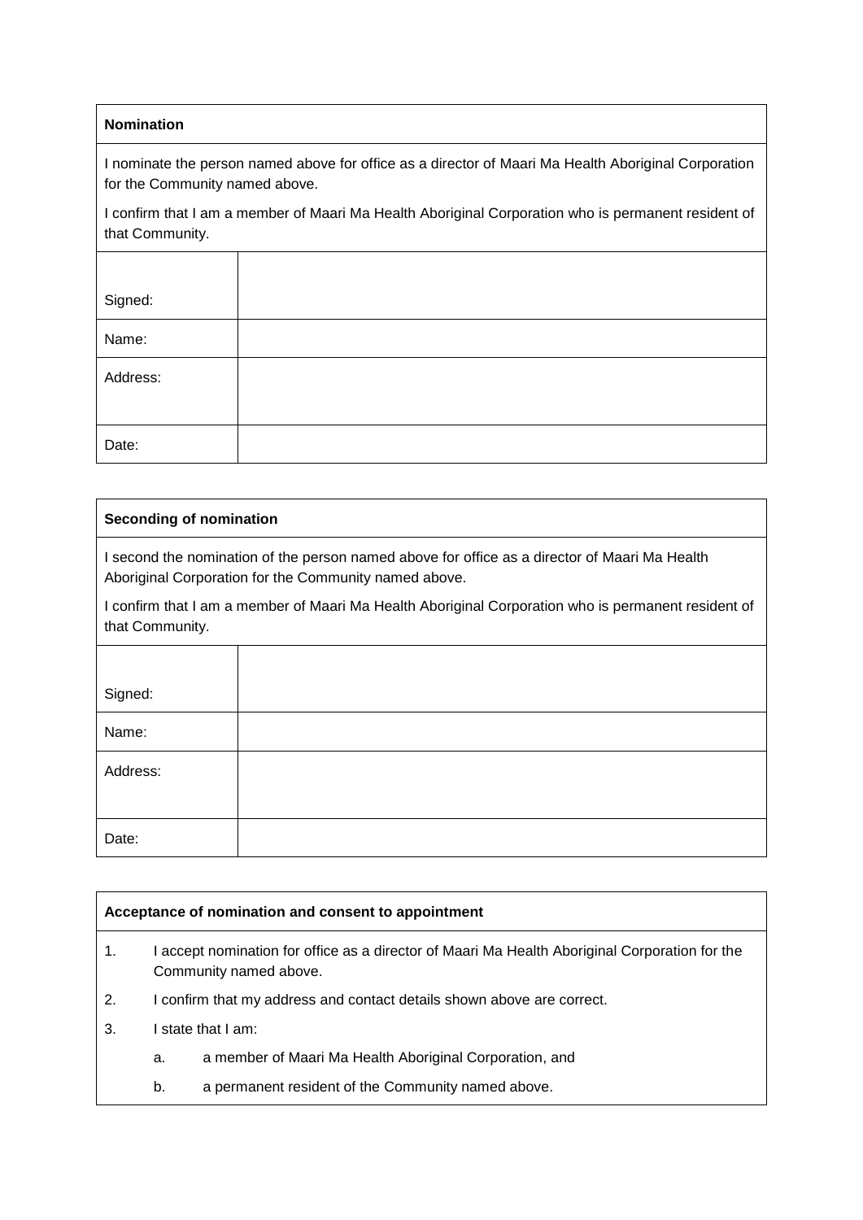| **Nomination** | |
|---|---|
| I nominate the person named above for office as a director of Maari Ma Health Aboriginal Corporation for the Community named above.<br><br>I confirm that I am a member of Maari Ma Health Aboriginal Corporation who is permanent resident of that Community. | |
| Signed: | |
| Name: | |
| Address: | |
| Date: | |

| **Seconding of nomination** | |
|---|---|
| I second the nomination of the person named above for office as a director of Maari Ma Health Aboriginal Corporation for the Community named above.<br><br>I confirm that I am a member of Maari Ma Health Aboriginal Corporation who is permanent resident of that Community. | |
| Signed: | |
| Name: | |
| Address: | |
| Date: | |

**Acceptance of nomination and consent to appointment**

1. I accept nomination for office as a director of Maari Ma Health Aboriginal Corporation for the Community named above.
2. I confirm that my address and contact details shown above are correct.
3. I state that I am:
   a. a member of Maari Ma Health Aboriginal Corporation, and
   b. a permanent resident of the Community named above.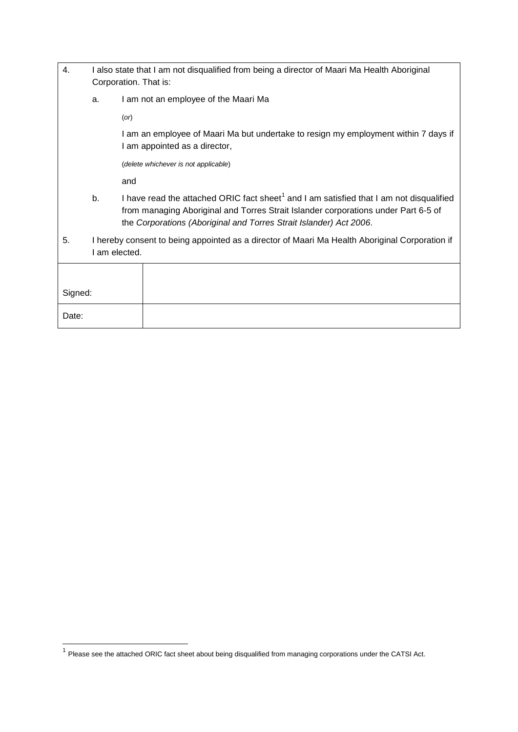4. I also state that I am not disqualified from being a director of Maari Ma Health Aboriginal Corporation. That is:

   a. I am not an employee of the Maari Ma

      (*or*)

      I am an employee of Maari Ma but undertake to resign my employment within 7 days if I am appointed as a director,

      (*delete whichever is not applicable*)

      and

   b. I have read the attached ORIC fact sheet[1] and I am satisfied that I am not disqualified from managing Aboriginal and Torres Strait Islander corporations under Part 6-5 of the *Corporations (Aboriginal and Torres Strait Islander) Act 2006*.

5. I hereby consent to being appointed as a director of Maari Ma Health Aboriginal Corporation if I am elected.

| | |
|---|---|
| Signed: | |
| Date: | |

[1] Please see the attached ORIC fact sheet about being disqualified from managing corporations under the CATSI Act.